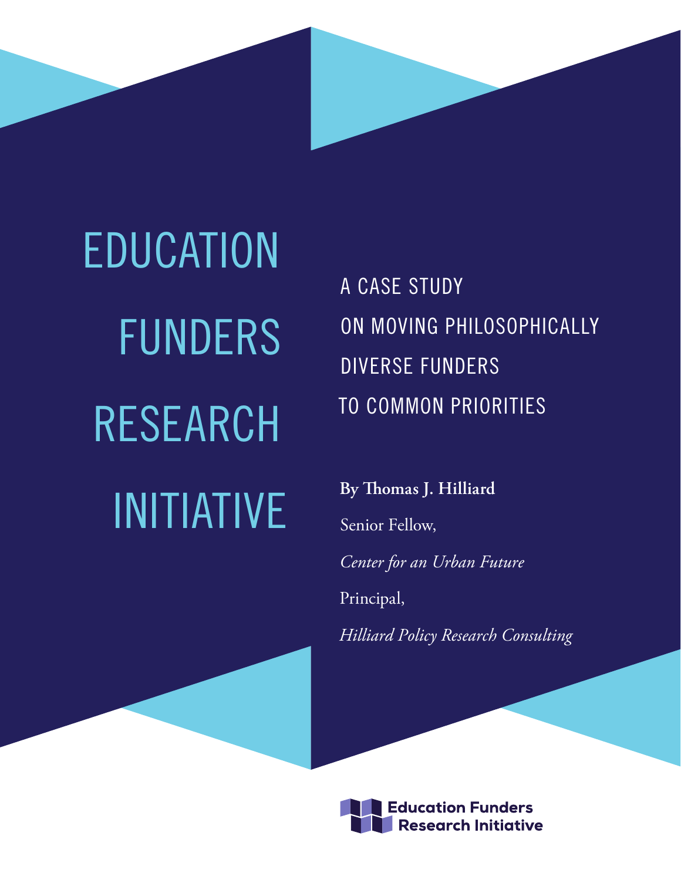# EDUCATION FUNDERS RESEARCH INITIATIVE

## A CASE STUDY ON MOVING PHILOSOPHICALLY DIVERSE FUNDERS TO COMMON PRIORITIES

**By Thomas J. Hilliard**

Senior Fellow,

*Center for an Urban Future*

Principal,

*Hilliard Policy Research Consulting*

Education Funders Research Initiative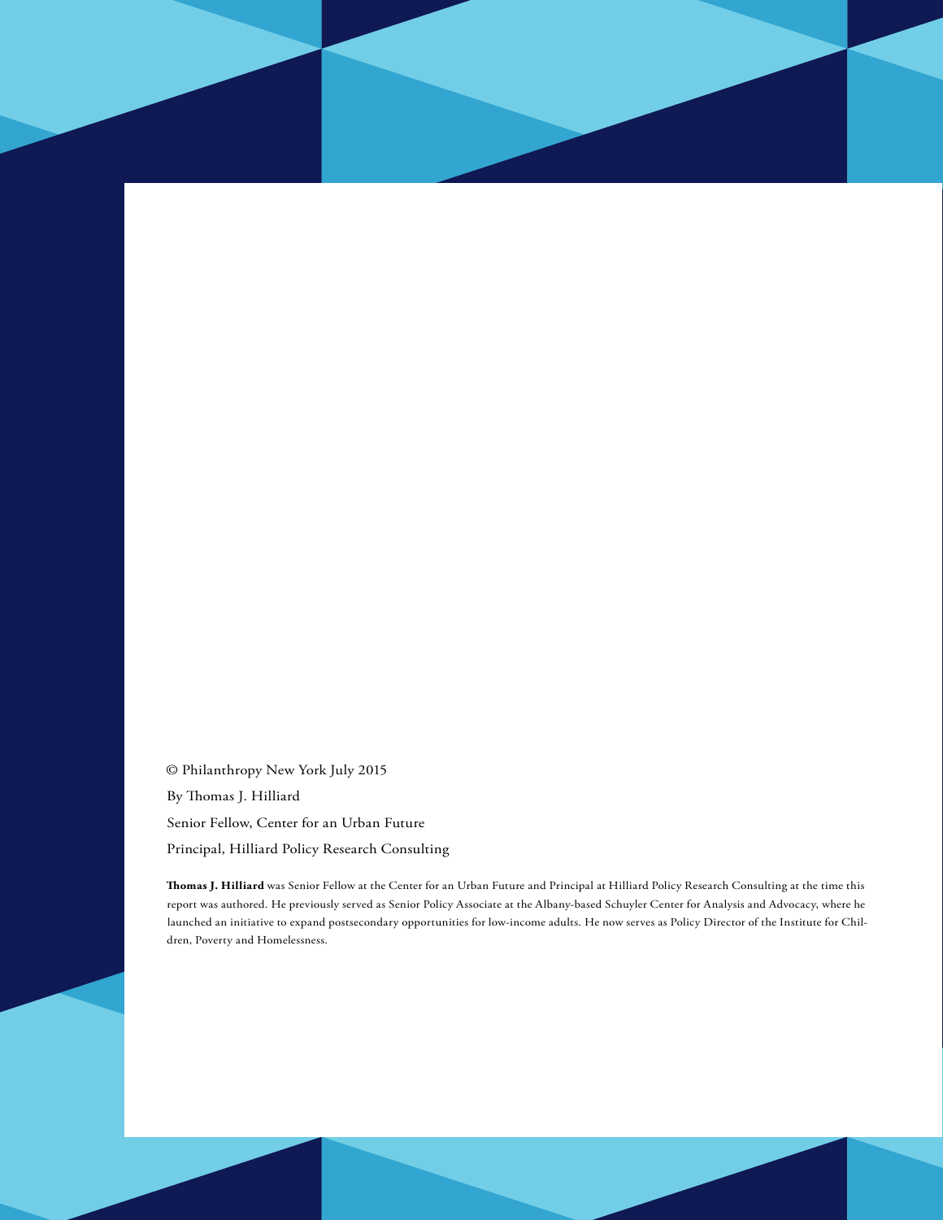© Philanthropy New York July 2015

By Thomas J. Hilliard

Senior Fellow, Center for an Urban Future

Principal, Hilliard Policy Research Consulting

**Thomas J. Hilliard** was Senior Fellow at the Center for an Urban Future and Principal at Hilliard Policy Research Consulting at the time this report was authored. He previously served as Senior Policy Associate at the Albany-based Schuyler Center for Analysis and Advocacy, where he launched an initiative to expand postsecondary opportunities for low-income adults. He now serves as Policy Director of the Institute for Children, Poverty and Homelessness.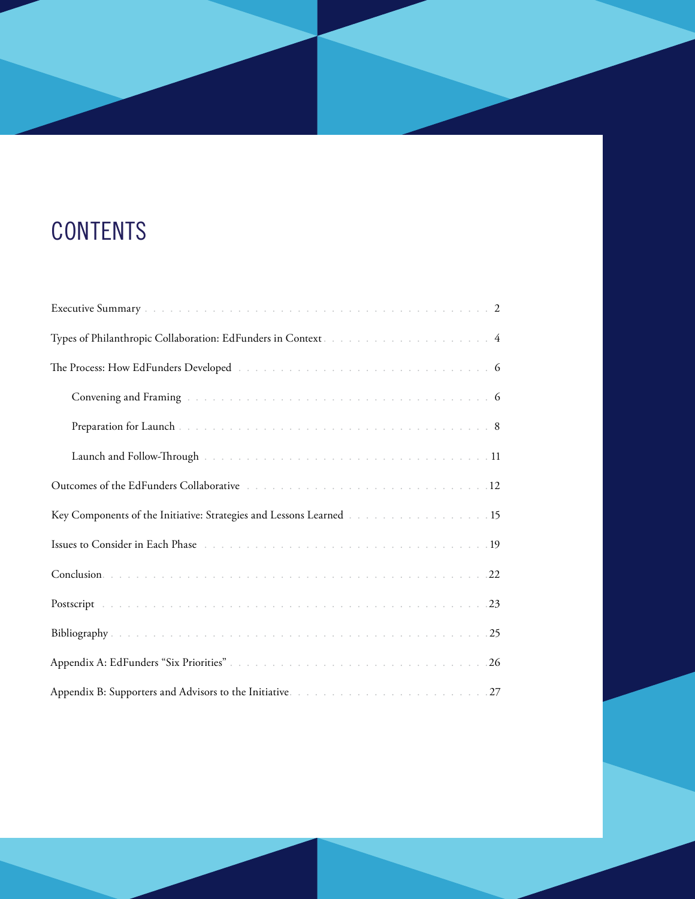# CONTENTS

- Executive Summary . . . . . 2
- Types of Philanthropic Collaboration: EdFunders in Context . . . . . 4
- The Process: How EdFunders Developed . . . . . 6
  - Convening and Framing . . . . . 6
  - Preparation for Launch . . . . . 8
  - Launch and Follow-Through . . . . . 11
- Outcomes of the EdFunders Collaborative . . . . . 12
- Key Components of the Initiative: Strategies and Lessons Learned . . . . . 15
- Issues to Consider in Each Phase . . . . . 19
- Conclusion . . . . . 22
- Postscript . . . . . 23
- Bibliography . . . . . 25
- Appendix A: EdFunders "Six Priorities" . . . . . 26
- Appendix B: Supporters and Advisors to the Initiative . . . . . 27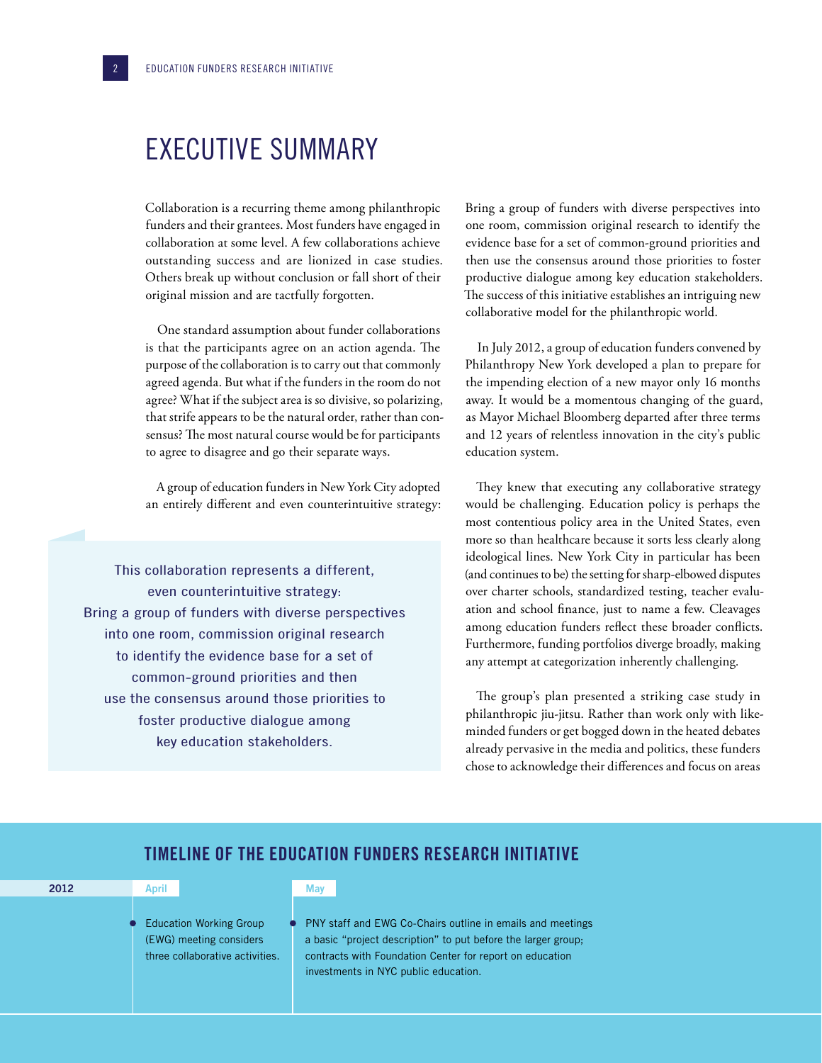# EXECUTIVE SUMMARY

Collaboration is a recurring theme among philanthropic funders and their grantees. Most funders have engaged in collaboration at some level. A few collaborations achieve outstanding success and are lionized in case studies. Others break up without conclusion or fall short of their original mission and are tactfully forgotten.

One standard assumption about funder collaborations is that the participants agree on an action agenda. The purpose of the collaboration is to carry out that commonly agreed agenda. But what if the funders in the room do not agree? What if the subject area is so divisive, so polarizing, that strife appears to be the natural order, rather than consensus? The most natural course would be for participants to agree to disagree and go their separate ways.

A group of education funders in New York City adopted an entirely different and even counterintuitive strategy: Bring a group of funders with diverse perspectives into one room, commission original research to identify the evidence base for a set of common-ground priorities and then use the consensus around those priorities to foster productive dialogue among key education stakeholders. The success of this initiative establishes an intriguing new collaborative model for the philanthropic world.

> This collaboration represents a different, even counterintuitive strategy: Bring a group of funders with diverse perspectives into one room, commission original research to identify the evidence base for a set of common-ground priorities and then use the consensus around those priorities to foster productive dialogue among key education stakeholders.

In July 2012, a group of education funders convened by Philanthropy New York developed a plan to prepare for the impending election of a new mayor only 16 months away. It would be a momentous changing of the guard, as Mayor Michael Bloomberg departed after three terms and 12 years of relentless innovation in the city's public education system.

They knew that executing any collaborative strategy would be challenging. Education policy is perhaps the most contentious policy area in the United States, even more so than healthcare because it sorts less clearly along ideological lines. New York City in particular has been (and continues to be) the setting for sharp-elbowed disputes over charter schools, standardized testing, teacher evaluation and school finance, just to name a few. Cleavages among education funders reflect these broader conflicts. Furthermore, funding portfolios diverge broadly, making any attempt at categorization inherently challenging.

The group's plan presented a striking case study in philanthropic jiu-jitsu. Rather than work only with like-minded funders or get bogged down in the heated debates already pervasive in the media and politics, these funders chose to acknowledge their differences and focus on areas

## TIMELINE OF THE EDUCATION FUNDERS RESEARCH INITIATIVE

**2012**

**April**

- Education Working Group (EWG) meeting considers three collaborative activities.

**May**

- PNY staff and EWG Co-Chairs outline in emails and meetings a basic "project description" to put before the larger group; contracts with Foundation Center for report on education investments in NYC public education.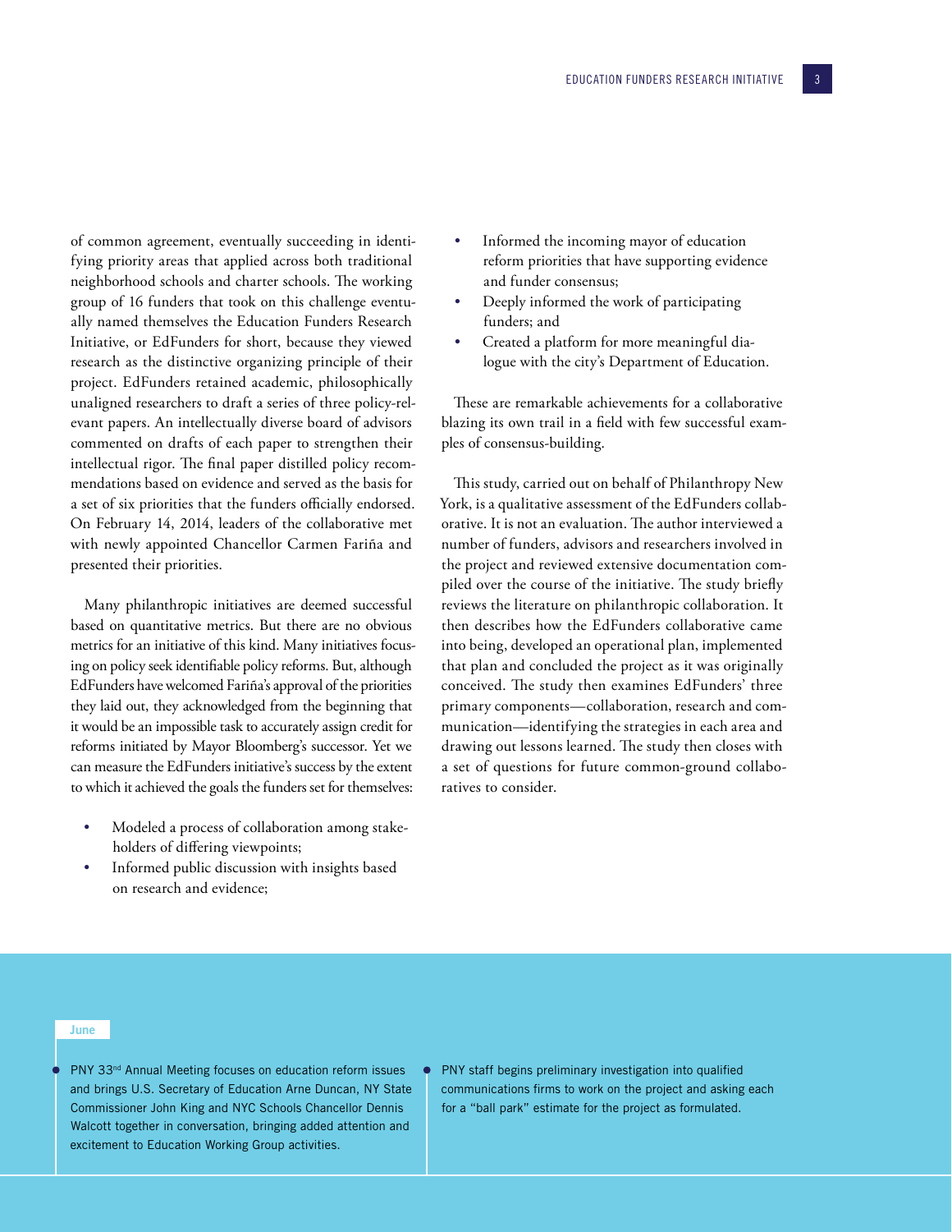of common agreement, eventually succeeding in identifying priority areas that applied across both traditional neighborhood schools and charter schools. The working group of 16 funders that took on this challenge eventually named themselves the Education Funders Research Initiative, or EdFunders for short, because they viewed research as the distinctive organizing principle of their project. EdFunders retained academic, philosophically unaligned researchers to draft a series of three policy-relevant papers. An intellectually diverse board of advisors commented on drafts of each paper to strengthen their intellectual rigor. The final paper distilled policy recommendations based on evidence and served as the basis for a set of six priorities that the funders officially endorsed. On February 14, 2014, leaders of the collaborative met with newly appointed Chancellor Carmen Fariña and presented their priorities.

Many philanthropic initiatives are deemed successful based on quantitative metrics. But there are no obvious metrics for an initiative of this kind. Many initiatives focusing on policy seek identifiable policy reforms. But, although EdFunders have welcomed Fariña's approval of the priorities they laid out, they acknowledged from the beginning that it would be an impossible task to accurately assign credit for reforms initiated by Mayor Bloomberg's successor. Yet we can measure the EdFunders initiative's success by the extent to which it achieved the goals the funders set for themselves:

- Modeled a process of collaboration among stakeholders of differing viewpoints;
- Informed public discussion with insights based on research and evidence;
- Informed the incoming mayor of education reform priorities that have supporting evidence and funder consensus;
- Deeply informed the work of participating funders; and
- Created a platform for more meaningful dialogue with the city's Department of Education.

These are remarkable achievements for a collaborative blazing its own trail in a field with few successful examples of consensus-building.

This study, carried out on behalf of Philanthropy New York, is a qualitative assessment of the EdFunders collaborative. It is not an evaluation. The author interviewed a number of funders, advisors and researchers involved in the project and reviewed extensive documentation compiled over the course of the initiative. The study briefly reviews the literature on philanthropic collaboration. It then describes how the EdFunders collaborative came into being, developed an operational plan, implemented that plan and concluded the project as it was originally conceived. The study then examines EdFunders' three primary components—collaboration, research and communication—identifying the strategies in each area and drawing out lessons learned. The study then closes with a set of questions for future common-ground collaboratives to consider.

**June**

- PNY 33rd Annual Meeting focuses on education reform issues and brings U.S. Secretary of Education Arne Duncan, NY State Commissioner John King and NYC Schools Chancellor Dennis Walcott together in conversation, bringing added attention and excitement to Education Working Group activities.
- PNY staff begins preliminary investigation into qualified communications firms to work on the project and asking each for a "ball park" estimate for the project as formulated.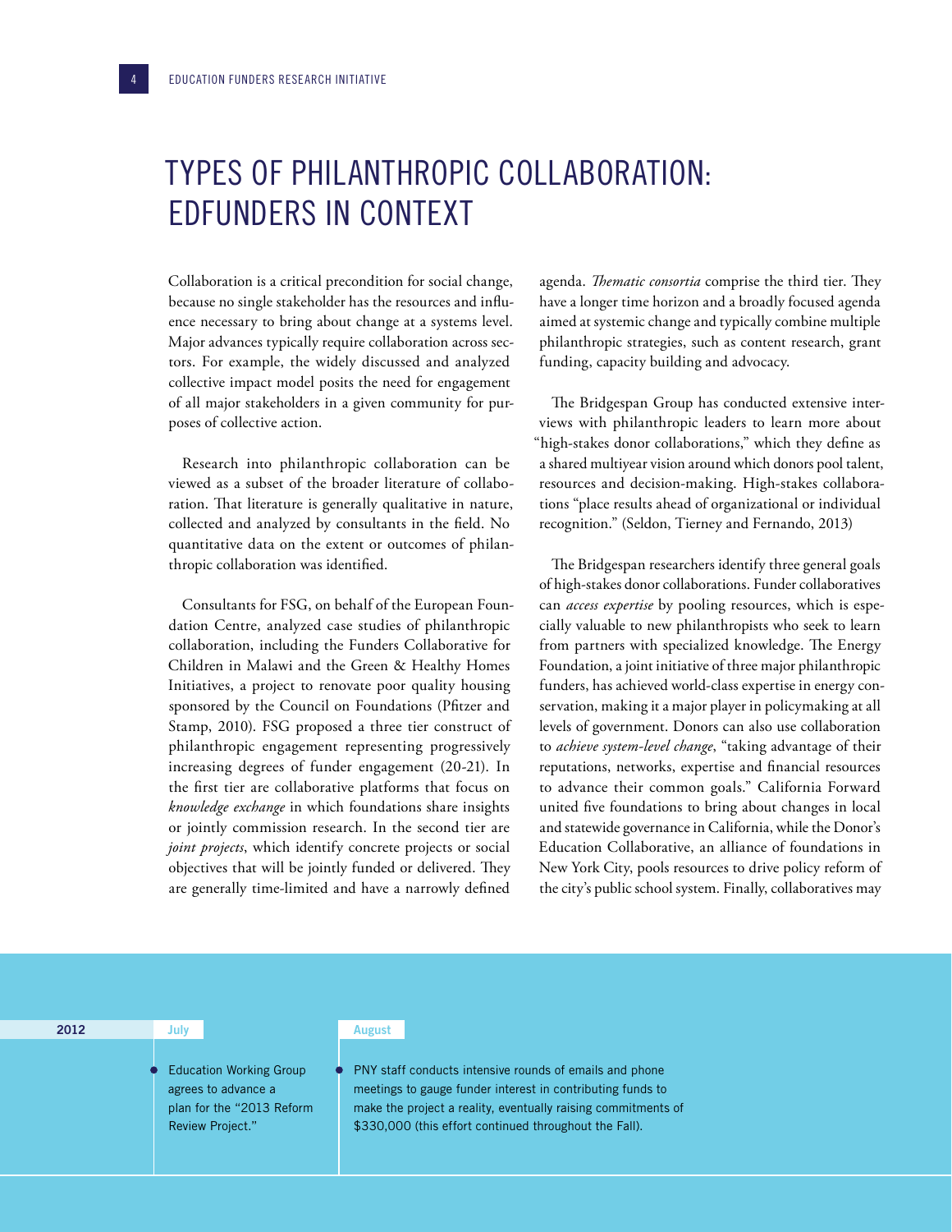# TYPES OF PHILANTHROPIC COLLABORATION: EDFUNDERS IN CONTEXT

Collaboration is a critical precondition for social change, because no single stakeholder has the resources and influence necessary to bring about change at a systems level. Major advances typically require collaboration across sectors. For example, the widely discussed and analyzed collective impact model posits the need for engagement of all major stakeholders in a given community for purposes of collective action.

Research into philanthropic collaboration can be viewed as a subset of the broader literature of collaboration. That literature is generally qualitative in nature, collected and analyzed by consultants in the field. No quantitative data on the extent or outcomes of philanthropic collaboration was identified.

Consultants for FSG, on behalf of the European Foundation Centre, analyzed case studies of philanthropic collaboration, including the Funders Collaborative for Children in Malawi and the Green & Healthy Homes Initiatives, a project to renovate poor quality housing sponsored by the Council on Foundations (Pfitzer and Stamp, 2010). FSG proposed a three tier construct of philanthropic engagement representing progressively increasing degrees of funder engagement (20-21). In the first tier are collaborative platforms that focus on *knowledge exchange* in which foundations share insights or jointly commission research. In the second tier are *joint projects*, which identify concrete projects or social objectives that will be jointly funded or delivered. They are generally time-limited and have a narrowly defined agenda. *Thematic consortia* comprise the third tier. They have a longer time horizon and a broadly focused agenda aimed at systemic change and typically combine multiple philanthropic strategies, such as content research, grant funding, capacity building and advocacy.

The Bridgespan Group has conducted extensive interviews with philanthropic leaders to learn more about "high-stakes donor collaborations," which they define as a shared multiyear vision around which donors pool talent, resources and decision-making. High-stakes collaborations "place results ahead of organizational or individual recognition." (Seldon, Tierney and Fernando, 2013)

The Bridgespan researchers identify three general goals of high-stakes donor collaborations. Funder collaboratives can *access expertise* by pooling resources, which is especially valuable to new philanthropists who seek to learn from partners with specialized knowledge. The Energy Foundation, a joint initiative of three major philanthropic funders, has achieved world-class expertise in energy conservation, making it a major player in policymaking at all levels of government. Donors can also use collaboration to *achieve system-level change*, "taking advantage of their reputations, networks, expertise and financial resources to advance their common goals." California Forward united five foundations to bring about changes in local and statewide governance in California, while the Donor's Education Collaborative, an alliance of foundations in New York City, pools resources to drive policy reform of the city's public school system. Finally, collaboratives may

**2012**

**July**

- Education Working Group agrees to advance a plan for the "2013 Reform Review Project."

**August**

- PNY staff conducts intensive rounds of emails and phone meetings to gauge funder interest in contributing funds to make the project a reality, eventually raising commitments of $330,000 (this effort continued throughout the Fall).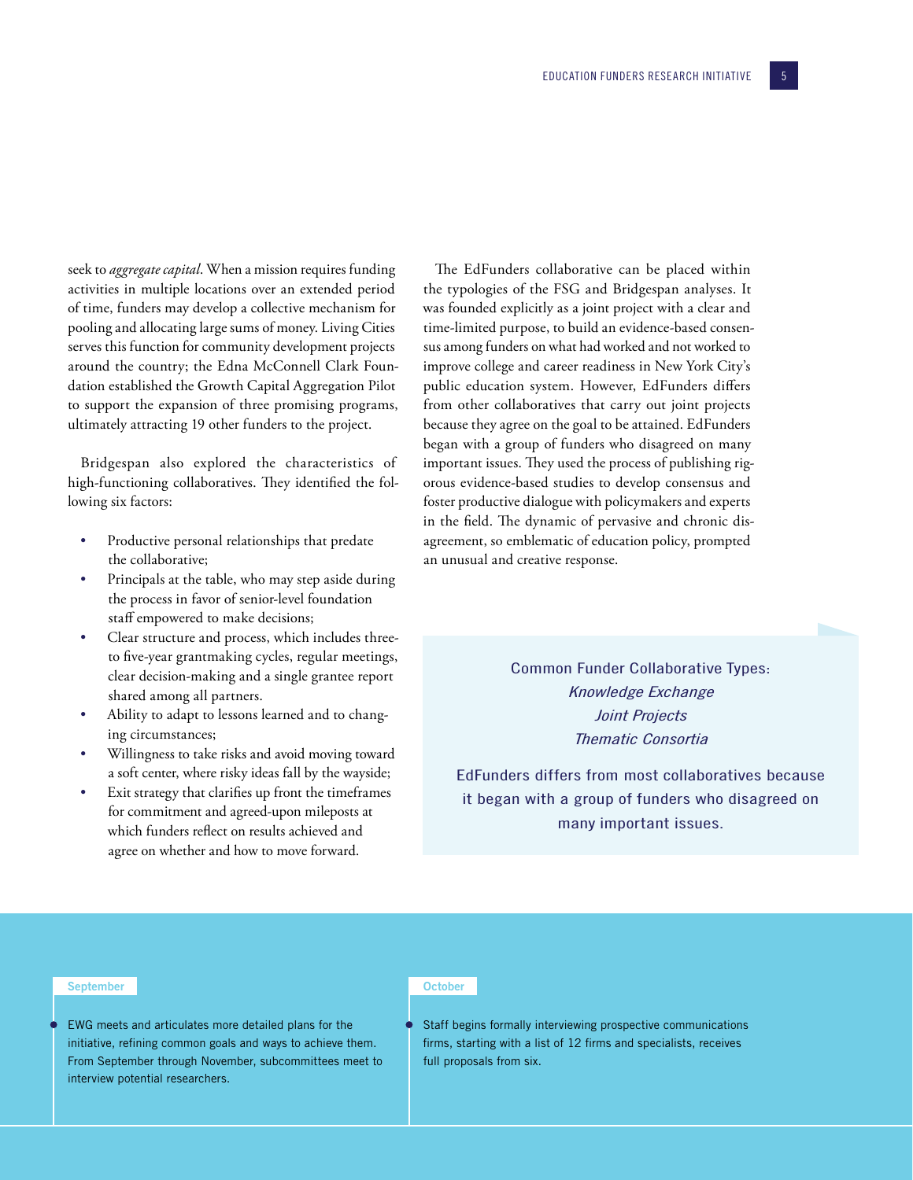seek to *aggregate capital*. When a mission requires funding activities in multiple locations over an extended period of time, funders may develop a collective mechanism for pooling and allocating large sums of money. Living Cities serves this function for community development projects around the country; the Edna McConnell Clark Foundation established the Growth Capital Aggregation Pilot to support the expansion of three promising programs, ultimately attracting 19 other funders to the project.

Bridgespan also explored the characteristics of high-functioning collaboratives. They identified the following six factors:

- Productive personal relationships that predate the collaborative;
- Principals at the table, who may step aside during the process in favor of senior-level foundation staff empowered to make decisions;
- Clear structure and process, which includes three- to five-year grantmaking cycles, regular meetings, clear decision-making and a single grantee report shared among all partners.
- Ability to adapt to lessons learned and to changing circumstances;
- Willingness to take risks and avoid moving toward a soft center, where risky ideas fall by the wayside;
- Exit strategy that clarifies up front the timeframes for commitment and agreed-upon mileposts at which funders reflect on results achieved and agree on whether and how to move forward.

The EdFunders collaborative can be placed within the typologies of the FSG and Bridgespan analyses. It was founded explicitly as a joint project with a clear and time-limited purpose, to build an evidence-based consensus among funders on what had worked and not worked to improve college and career readiness in New York City's public education system. However, EdFunders differs from other collaboratives that carry out joint projects because they agree on the goal to be attained. EdFunders began with a group of funders who disagreed on many important issues. They used the process of publishing rigorous evidence-based studies to develop consensus and foster productive dialogue with policymakers and experts in the field. The dynamic of pervasive and chronic disagreement, so emblematic of education policy, prompted an unusual and creative response.

> Common Funder Collaborative Types:
> *Knowledge Exchange*
> *Joint Projects*
> *Thematic Consortia*
>
> EdFunders differs from most collaboratives because it began with a group of funders who disagreed on many important issues.

**September**

- EWG meets and articulates more detailed plans for the initiative, refining common goals and ways to achieve them. From September through November, subcommittees meet to interview potential researchers.

**October**

- Staff begins formally interviewing prospective communications firms, starting with a list of 12 firms and specialists, receives full proposals from six.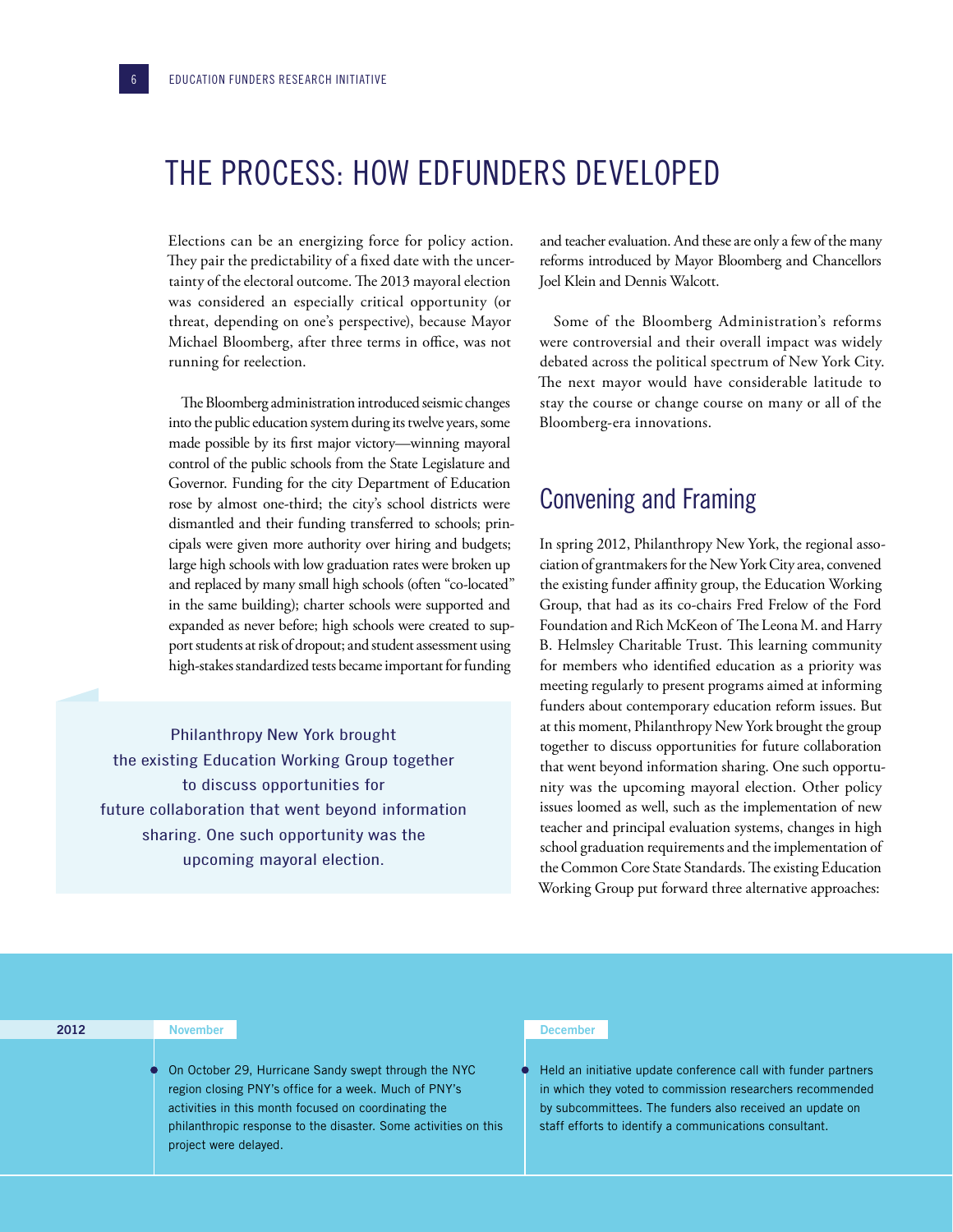# THE PROCESS: HOW EDFUNDERS DEVELOPED

Elections can be an energizing force for policy action. They pair the predictability of a fixed date with the uncertainty of the electoral outcome. The 2013 mayoral election was considered an especially critical opportunity (or threat, depending on one's perspective), because Mayor Michael Bloomberg, after three terms in office, was not running for reelection.

The Bloomberg administration introduced seismic changes into the public education system during its twelve years, some made possible by its first major victory—winning mayoral control of the public schools from the State Legislature and Governor. Funding for the city Department of Education rose by almost one-third; the city's school districts were dismantled and their funding transferred to schools; principals were given more authority over hiring and budgets; large high schools with low graduation rates were broken up and replaced by many small high schools (often "co-located" in the same building); charter schools were supported and expanded as never before; high schools were created to support students at risk of dropout; and student assessment using high-stakes standardized tests became important for funding and teacher evaluation. And these are only a few of the many reforms introduced by Mayor Bloomberg and Chancellors Joel Klein and Dennis Walcott.

Some of the Bloomberg Administration's reforms were controversial and their overall impact was widely debated across the political spectrum of New York City. The next mayor would have considerable latitude to stay the course or change course on many or all of the Bloomberg-era innovations.

> Philanthropy New York brought the existing Education Working Group together to discuss opportunities for future collaboration that went beyond information sharing. One such opportunity was the upcoming mayoral election.

## Convening and Framing

In spring 2012, Philanthropy New York, the regional association of grantmakers for the New York City area, convened the existing funder affinity group, the Education Working Group, that had as its co-chairs Fred Frelow of the Ford Foundation and Rich McKeon of The Leona M. and Harry B. Helmsley Charitable Trust. This learning community for members who identified education as a priority was meeting regularly to present programs aimed at informing funders about contemporary education reform issues. But at this moment, Philanthropy New York brought the group together to discuss opportunities for future collaboration that went beyond information sharing. One such opportunity was the upcoming mayoral election. Other policy issues loomed as well, such as the implementation of new teacher and principal evaluation systems, changes in high school graduation requirements and the implementation of the Common Core State Standards. The existing Education Working Group put forward three alternative approaches:

**2012**

**November**

- On October 29, Hurricane Sandy swept through the NYC region closing PNY's office for a week. Much of PNY's activities in this month focused on coordinating the philanthropic response to the disaster. Some activities on this project were delayed.

**December**

- Held an initiative update conference call with funder partners in which they voted to commission researchers recommended by subcommittees. The funders also received an update on staff efforts to identify a communications consultant.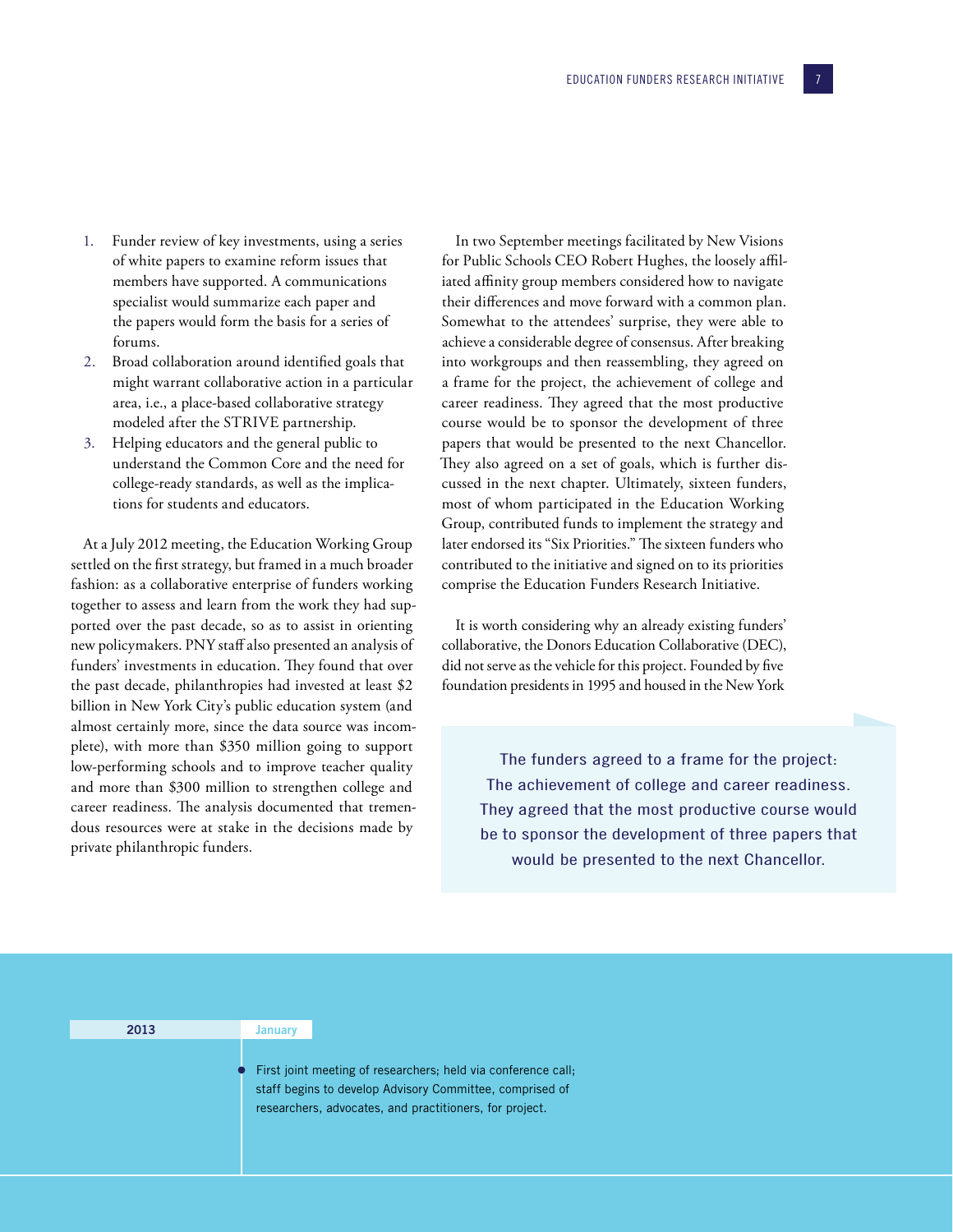1. Funder review of key investments, using a series of white papers to examine reform issues that members have supported. A communications specialist would summarize each paper and the papers would form the basis for a series of forums.
2. Broad collaboration around identified goals that might warrant collaborative action in a particular area, i.e., a place-based collaborative strategy modeled after the STRIVE partnership.
3. Helping educators and the general public to understand the Common Core and the need for college-ready standards, as well as the implications for students and educators.

At a July 2012 meeting, the Education Working Group settled on the first strategy, but framed in a much broader fashion: as a collaborative enterprise of funders working together to assess and learn from the work they had supported over the past decade, so as to assist in orienting new policymakers. PNY staff also presented an analysis of funders' investments in education. They found that over the past decade, philanthropies had invested at least $2 billion in New York City's public education system (and almost certainly more, since the data source was incomplete), with more than $350 million going to support low-performing schools and to improve teacher quality and more than $300 million to strengthen college and career readiness. The analysis documented that tremendous resources were at stake in the decisions made by private philanthropic funders.

In two September meetings facilitated by New Visions for Public Schools CEO Robert Hughes, the loosely affiliated affinity group members considered how to navigate their differences and move forward with a common plan. Somewhat to the attendees' surprise, they were able to achieve a considerable degree of consensus. After breaking into workgroups and then reassembling, they agreed on a frame for the project, the achievement of college and career readiness. They agreed that the most productive course would be to sponsor the development of three papers that would be presented to the next Chancellor. They also agreed on a set of goals, which is further discussed in the next chapter. Ultimately, sixteen funders, most of whom participated in the Education Working Group, contributed funds to implement the strategy and later endorsed its "Six Priorities." The sixteen funders who contributed to the initiative and signed on to its priorities comprise the Education Funders Research Initiative.

It is worth considering why an already existing funders' collaborative, the Donors Education Collaborative (DEC), did not serve as the vehicle for this project. Founded by five foundation presidents in 1995 and housed in the New York

> The funders agreed to a frame for the project: The achievement of college and career readiness. They agreed that the most productive course would be to sponsor the development of three papers that would be presented to the next Chancellor.

**2013** — **January**

- First joint meeting of researchers; held via conference call; staff begins to develop Advisory Committee, comprised of researchers, advocates, and practitioners, for project.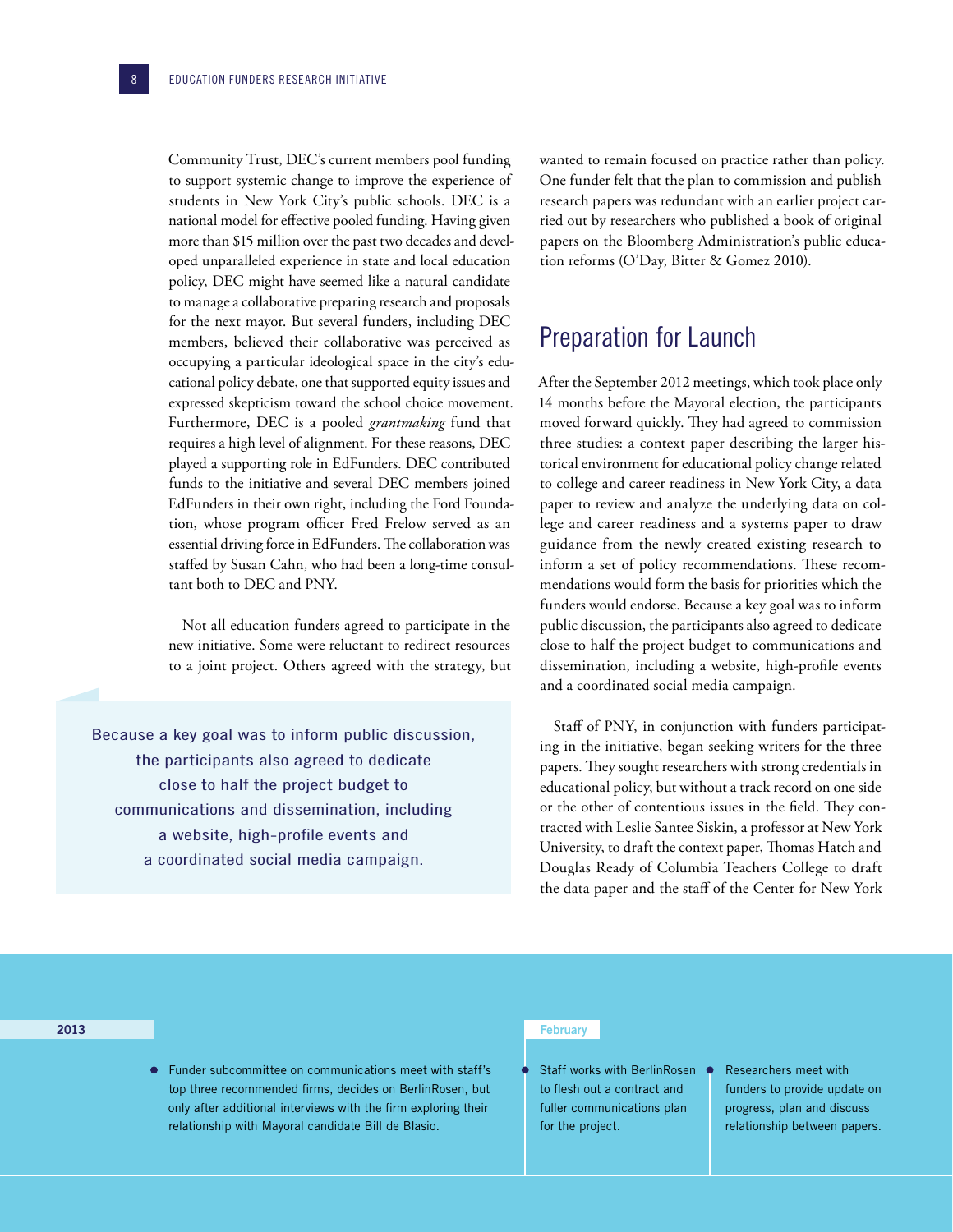Community Trust, DEC's current members pool funding to support systemic change to improve the experience of students in New York City's public schools. DEC is a national model for effective pooled funding. Having given more than $15 million over the past two decades and developed unparalleled experience in state and local education policy, DEC might have seemed like a natural candidate to manage a collaborative preparing research and proposals for the next mayor. But several funders, including DEC members, believed their collaborative was perceived as occupying a particular ideological space in the city's educational policy debate, one that supported equity issues and expressed skepticism toward the school choice movement. Furthermore, DEC is a pooled *grantmaking* fund that requires a high level of alignment. For these reasons, DEC played a supporting role in EdFunders. DEC contributed funds to the initiative and several DEC members joined EdFunders in their own right, including the Ford Foundation, whose program officer Fred Frelow served as an essential driving force in EdFunders. The collaboration was staffed by Susan Cahn, who had been a long-time consultant both to DEC and PNY.

Not all education funders agreed to participate in the new initiative. Some were reluctant to redirect resources to a joint project. Others agreed with the strategy, but wanted to remain focused on practice rather than policy. One funder felt that the plan to commission and publish research papers was redundant with an earlier project carried out by researchers who published a book of original papers on the Bloomberg Administration's public education reforms (O'Day, Bitter & Gomez 2010).

> Because a key goal was to inform public discussion, the participants also agreed to dedicate close to half the project budget to communications and dissemination, including a website, high-profile events and a coordinated social media campaign.

## Preparation for Launch

After the September 2012 meetings, which took place only 14 months before the Mayoral election, the participants moved forward quickly. They had agreed to commission three studies: a context paper describing the larger historical environment for educational policy change related to college and career readiness in New York City, a data paper to review and analyze the underlying data on college and career readiness and a systems paper to draw guidance from the newly created existing research to inform a set of policy recommendations. These recommendations would form the basis for priorities which the funders would endorse. Because a key goal was to inform public discussion, the participants also agreed to dedicate close to half the project budget to communications and dissemination, including a website, high-profile events and a coordinated social media campaign.

Staff of PNY, in conjunction with funders participating in the initiative, began seeking writers for the three papers. They sought researchers with strong credentials in educational policy, but without a track record on one side or the other of contentious issues in the field. They contracted with Leslie Santee Siskin, a professor at New York University, to draft the context paper, Thomas Hatch and Douglas Ready of Columbia Teachers College to draft the data paper and the staff of the Center for New York

**2013**

- Funder subcommittee on communications meet with staff's top three recommended firms, decides on BerlinRosen, but only after additional interviews with the firm exploring their relationship with Mayoral candidate Bill de Blasio.

**February**

- Staff works with BerlinRosen to flesh out a contract and fuller communications plan for the project.
- Researchers meet with funders to provide update on progress, plan and discuss relationship between papers.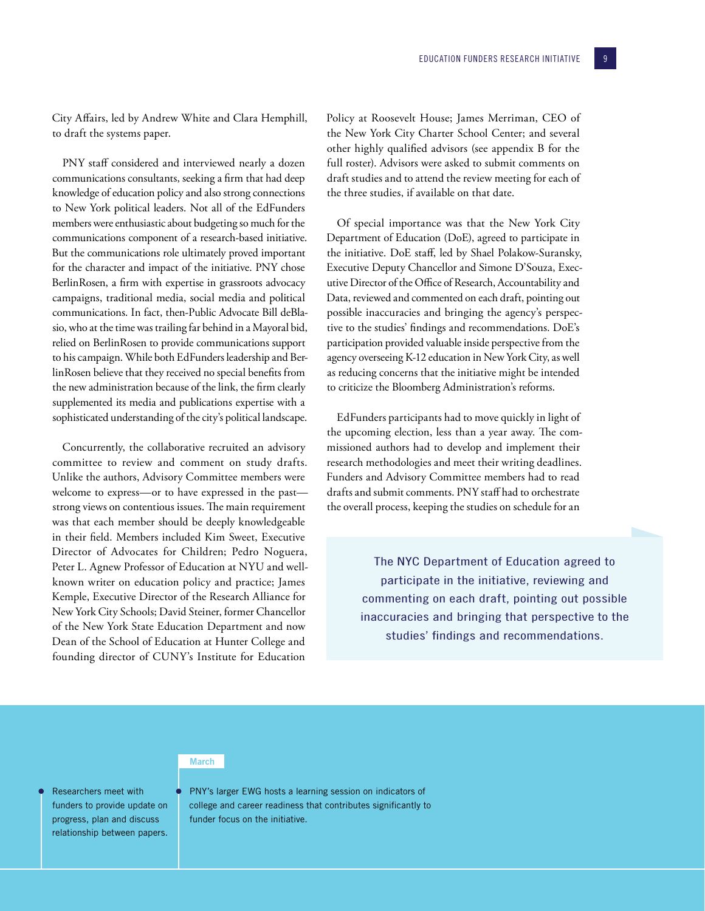City Affairs, led by Andrew White and Clara Hemphill, to draft the systems paper.

PNY staff considered and interviewed nearly a dozen communications consultants, seeking a firm that had deep knowledge of education policy and also strong connections to New York political leaders. Not all of the EdFunders members were enthusiastic about budgeting so much for the communications component of a research-based initiative. But the communications role ultimately proved important for the character and impact of the initiative. PNY chose BerlinRosen, a firm with expertise in grassroots advocacy campaigns, traditional media, social media and political communications. In fact, then-Public Advocate Bill deBlasio, who at the time was trailing far behind in a Mayoral bid, relied on BerlinRosen to provide communications support to his campaign. While both EdFunders leadership and BerlinRosen believe that they received no special benefits from the new administration because of the link, the firm clearly supplemented its media and publications expertise with a sophisticated understanding of the city's political landscape.

Concurrently, the collaborative recruited an advisory committee to review and comment on study drafts. Unlike the authors, Advisory Committee members were welcome to express—or to have expressed in the past—strong views on contentious issues. The main requirement was that each member should be deeply knowledgeable in their field. Members included Kim Sweet, Executive Director of Advocates for Children; Pedro Noguera, Peter L. Agnew Professor of Education at NYU and well-known writer on education policy and practice; James Kemple, Executive Director of the Research Alliance for New York City Schools; David Steiner, former Chancellor of the New York State Education Department and now Dean of the School of Education at Hunter College and founding director of CUNY's Institute for Education Policy at Roosevelt House; James Merriman, CEO of the New York City Charter School Center; and several other highly qualified advisors (see appendix B for the full roster). Advisors were asked to submit comments on draft studies and to attend the review meeting for each of the three studies, if available on that date.

Of special importance was that the New York City Department of Education (DoE), agreed to participate in the initiative. DoE staff, led by Shael Polakow-Suransky, Executive Deputy Chancellor and Simone D'Souza, Executive Director of the Office of Research, Accountability and Data, reviewed and commented on each draft, pointing out possible inaccuracies and bringing the agency's perspective to the studies' findings and recommendations. DoE's participation provided valuable inside perspective from the agency overseeing K-12 education in New York City, as well as reducing concerns that the initiative might be intended to criticize the Bloomberg Administration's reforms.

EdFunders participants had to move quickly in light of the upcoming election, less than a year away. The commissioned authors had to develop and implement their research methodologies and meet their writing deadlines. Funders and Advisory Committee members had to read drafts and submit comments. PNY staff had to orchestrate the overall process, keeping the studies on schedule for an

> The NYC Department of Education agreed to participate in the initiative, reviewing and commenting on each draft, pointing out possible inaccuracies and bringing that perspective to the studies' findings and recommendations.

- Researchers meet with funders to provide update on progress, plan and discuss relationship between papers.

**March**

- PNY's larger EWG hosts a learning session on indicators of college and career readiness that contributes significantly to funder focus on the initiative.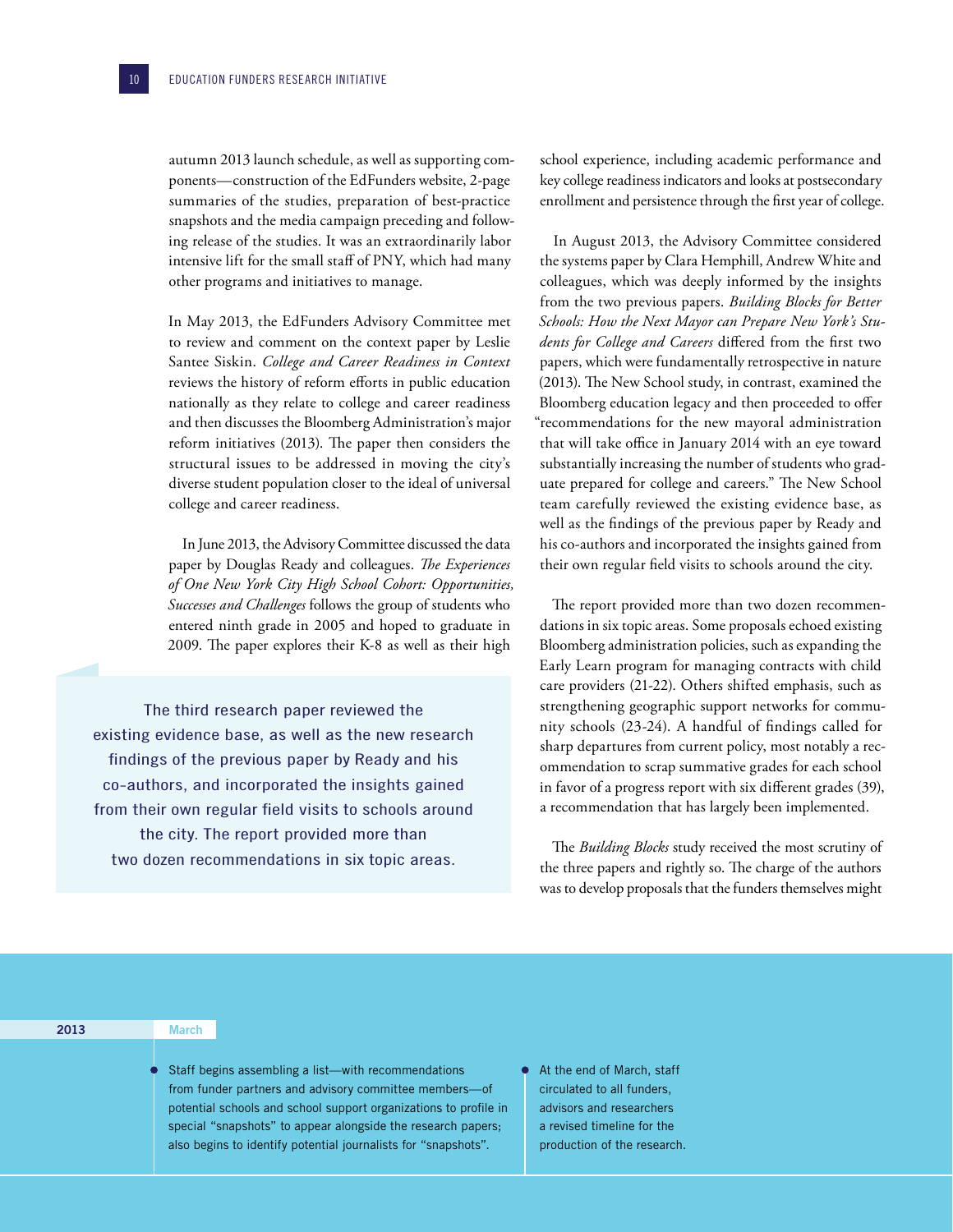autumn 2013 launch schedule, as well as supporting components—construction of the EdFunders website, 2-page summaries of the studies, preparation of best-practice snapshots and the media campaign preceding and following release of the studies. It was an extraordinarily labor intensive lift for the small staff of PNY, which had many other programs and initiatives to manage.

In May 2013, the EdFunders Advisory Committee met to review and comment on the context paper by Leslie Santee Siskin. *College and Career Readiness in Context* reviews the history of reform efforts in public education nationally as they relate to college and career readiness and then discusses the Bloomberg Administration's major reform initiatives (2013). The paper then considers the structural issues to be addressed in moving the city's diverse student population closer to the ideal of universal college and career readiness.

In June 2013, the Advisory Committee discussed the data paper by Douglas Ready and colleagues. *The Experiences of One New York City High School Cohort: Opportunities, Successes and Challenges* follows the group of students who entered ninth grade in 2005 and hoped to graduate in 2009. The paper explores their K-8 as well as their high school experience, including academic performance and key college readiness indicators and looks at postsecondary enrollment and persistence through the first year of college.

> The third research paper reviewed the existing evidence base, as well as the new research findings of the previous paper by Ready and his co-authors, and incorporated the insights gained from their own regular field visits to schools around the city. The report provided more than two dozen recommendations in six topic areas.

In August 2013, the Advisory Committee considered the systems paper by Clara Hemphill, Andrew White and colleagues, which was deeply informed by the insights from the two previous papers. *Building Blocks for Better Schools: How the Next Mayor can Prepare New York's Students for College and Careers* differed from the first two papers, which were fundamentally retrospective in nature (2013). The New School study, in contrast, examined the Bloomberg education legacy and then proceeded to offer "recommendations for the new mayoral administration that will take office in January 2014 with an eye toward substantially increasing the number of students who graduate prepared for college and careers." The New School team carefully reviewed the existing evidence base, as well as the findings of the previous paper by Ready and his co-authors and incorporated the insights gained from their own regular field visits to schools around the city.

The report provided more than two dozen recommendations in six topic areas. Some proposals echoed existing Bloomberg administration policies, such as expanding the Early Learn program for managing contracts with child care providers (21-22). Others shifted emphasis, such as strengthening geographic support networks for community schools (23-24). A handful of findings called for sharp departures from current policy, most notably a recommendation to scrap summative grades for each school in favor of a progress report with six different grades (39), a recommendation that has largely been implemented.

The *Building Blocks* study received the most scrutiny of the three papers and rightly so. The charge of the authors was to develop proposals that the funders themselves might

**2013** — **March**

- Staff begins assembling a list—with recommendations from funder partners and advisory committee members—of potential schools and school support organizations to profile in special "snapshots" to appear alongside the research papers; also begins to identify potential journalists for "snapshots".
- At the end of March, staff circulated to all funders, advisors and researchers a revised timeline for the production of the research.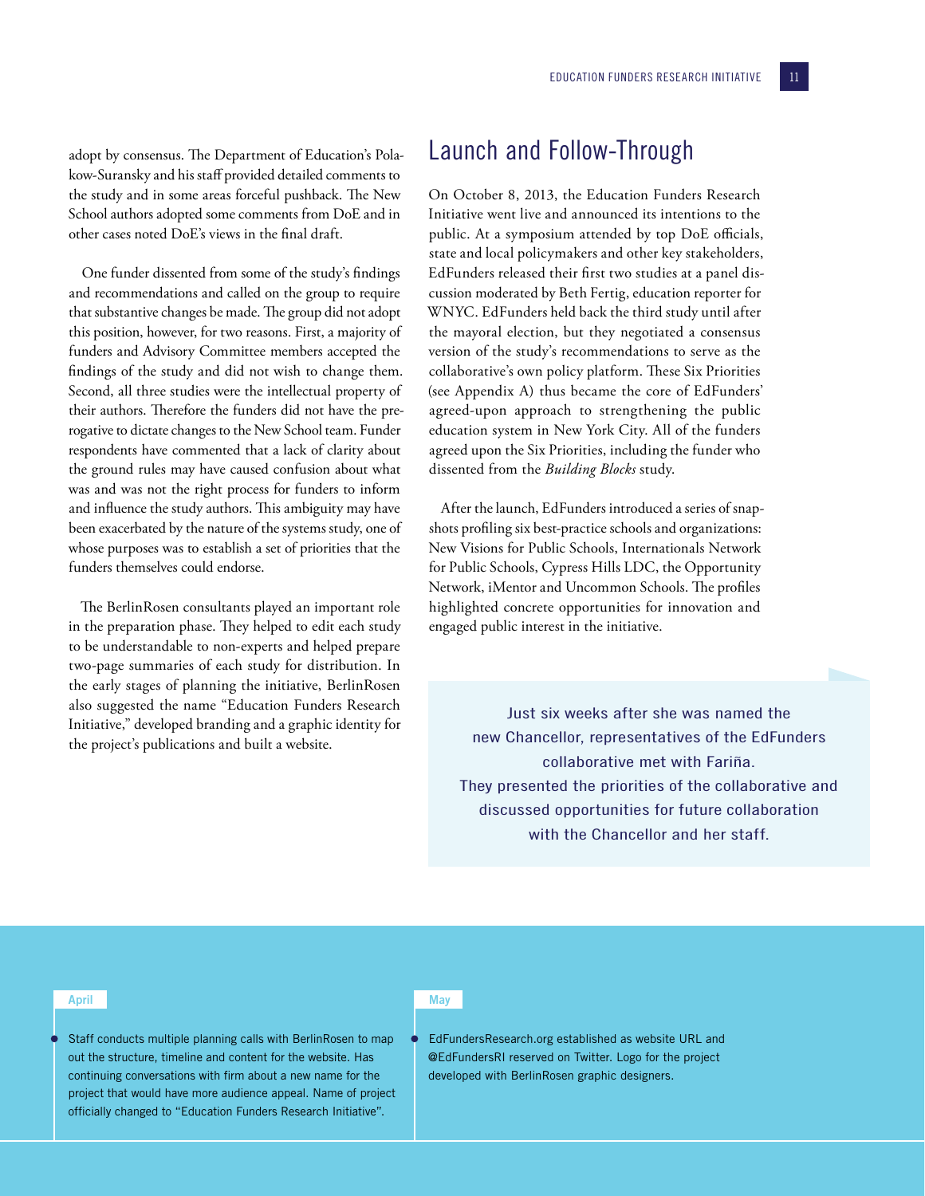adopt by consensus. The Department of Education's Polakow-Suransky and his staff provided detailed comments to the study and in some areas forceful pushback. The New School authors adopted some comments from DoE and in other cases noted DoE's views in the final draft.

One funder dissented from some of the study's findings and recommendations and called on the group to require that substantive changes be made. The group did not adopt this position, however, for two reasons. First, a majority of funders and Advisory Committee members accepted the findings of the study and did not wish to change them. Second, all three studies were the intellectual property of their authors. Therefore the funders did not have the prerogative to dictate changes to the New School team. Funder respondents have commented that a lack of clarity about the ground rules may have caused confusion about what was and was not the right process for funders to inform and influence the study authors. This ambiguity may have been exacerbated by the nature of the systems study, one of whose purposes was to establish a set of priorities that the funders themselves could endorse.

The BerlinRosen consultants played an important role in the preparation phase. They helped to edit each study to be understandable to non-experts and helped prepare two-page summaries of each study for distribution. In the early stages of planning the initiative, BerlinRosen also suggested the name "Education Funders Research Initiative," developed branding and a graphic identity for the project's publications and built a website.

## Launch and Follow-Through

On October 8, 2013, the Education Funders Research Initiative went live and announced its intentions to the public. At a symposium attended by top DoE officials, state and local policymakers and other key stakeholders, EdFunders released their first two studies at a panel discussion moderated by Beth Fertig, education reporter for WNYC. EdFunders held back the third study until after the mayoral election, but they negotiated a consensus version of the study's recommendations to serve as the collaborative's own policy platform. These Six Priorities (see Appendix A) thus became the core of EdFunders' agreed-upon approach to strengthening the public education system in New York City. All of the funders agreed upon the Six Priorities, including the funder who dissented from the *Building Blocks* study.

After the launch, EdFunders introduced a series of snapshots profiling six best-practice schools and organizations: New Visions for Public Schools, Internationals Network for Public Schools, Cypress Hills LDC, the Opportunity Network, iMentor and Uncommon Schools. The profiles highlighted concrete opportunities for innovation and engaged public interest in the initiative.

> Just six weeks after she was named the new Chancellor, representatives of the EdFunders collaborative met with Fariña. They presented the priorities of the collaborative and discussed opportunities for future collaboration with the Chancellor and her staff.

**April**

- Staff conducts multiple planning calls with BerlinRosen to map out the structure, timeline and content for the website. Has continuing conversations with firm about a new name for the project that would have more audience appeal. Name of project officially changed to "Education Funders Research Initiative".

**May**

- EdFundersResearch.org established as website URL and @EdFundersRI reserved on Twitter. Logo for the project developed with BerlinRosen graphic designers.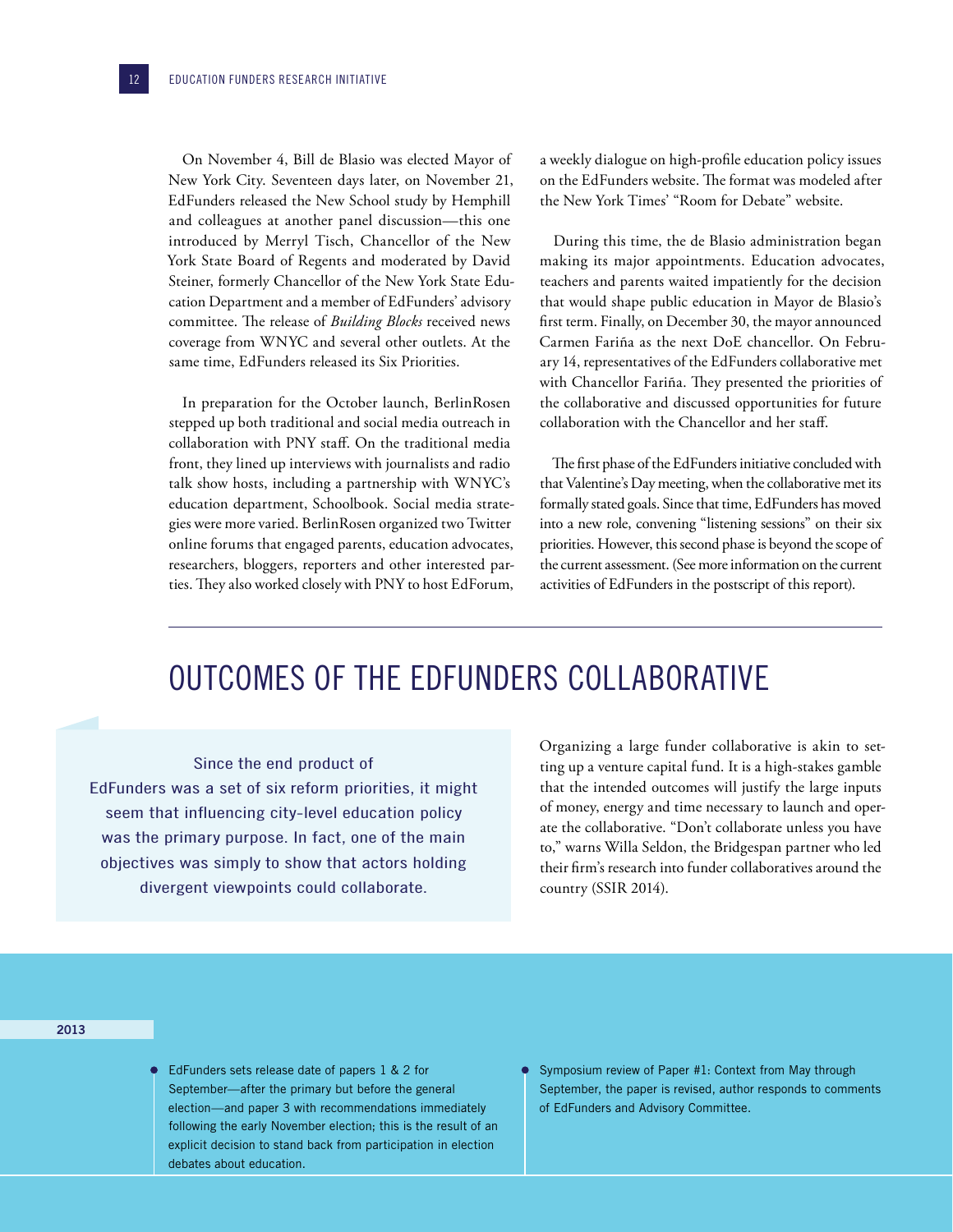On November 4, Bill de Blasio was elected Mayor of New York City. Seventeen days later, on November 21, EdFunders released the New School study by Hemphill and colleagues at another panel discussion—this one introduced by Merryl Tisch, Chancellor of the New York State Board of Regents and moderated by David Steiner, formerly Chancellor of the New York State Education Department and a member of EdFunders' advisory committee. The release of *Building Blocks* received news coverage from WNYC and several other outlets. At the same time, EdFunders released its Six Priorities.

In preparation for the October launch, BerlinRosen stepped up both traditional and social media outreach in collaboration with PNY staff. On the traditional media front, they lined up interviews with journalists and radio talk show hosts, including a partnership with WNYC's education department, Schoolbook. Social media strategies were more varied. BerlinRosen organized two Twitter online forums that engaged parents, education advocates, researchers, bloggers, reporters and other interested parties. They also worked closely with PNY to host EdForum, a weekly dialogue on high-profile education policy issues on the EdFunders website. The format was modeled after the New York Times' "Room for Debate" website.

During this time, the de Blasio administration began making its major appointments. Education advocates, teachers and parents waited impatiently for the decision that would shape public education in Mayor de Blasio's first term. Finally, on December 30, the mayor announced Carmen Fariña as the next DoE chancellor. On February 14, representatives of the EdFunders collaborative met with Chancellor Fariña. They presented the priorities of the collaborative and discussed opportunities for future collaboration with the Chancellor and her staff.

The first phase of the EdFunders initiative concluded with that Valentine's Day meeting, when the collaborative met its formally stated goals. Since that time, EdFunders has moved into a new role, convening "listening sessions" on their six priorities. However, this second phase is beyond the scope of the current assessment. (See more information on the current activities of EdFunders in the postscript of this report).

# OUTCOMES OF THE EDFUNDERS COLLABORATIVE

> Since the end product of EdFunders was a set of six reform priorities, it might seem that influencing city-level education policy was the primary purpose. In fact, one of the main objectives was simply to show that actors holding divergent viewpoints could collaborate.

Organizing a large funder collaborative is akin to setting up a venture capital fund. It is a high-stakes gamble that the intended outcomes will justify the large inputs of money, energy and time necessary to launch and operate the collaborative. "Don't collaborate unless you have to," warns Willa Seldon, the Bridgespan partner who led their firm's research into funder collaboratives around the country (SSIR 2014).

**2013**

- EdFunders sets release date of papers 1 & 2 for September—after the primary but before the general election—and paper 3 with recommendations immediately following the early November election; this is the result of an explicit decision to stand back from participation in election debates about education.
- Symposium review of Paper #1: Context from May through September, the paper is revised, author responds to comments of EdFunders and Advisory Committee.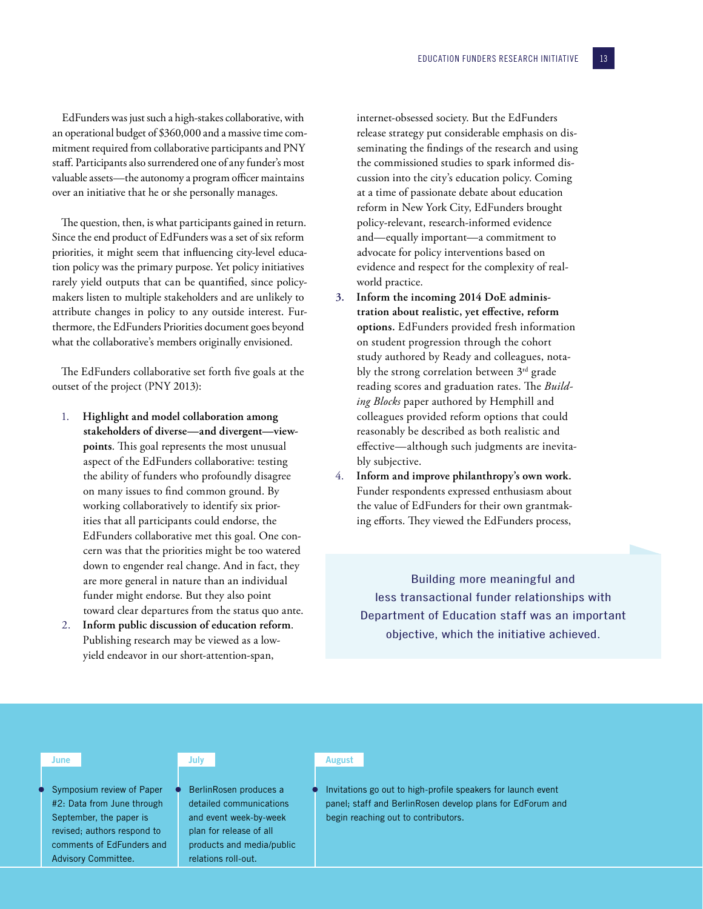EdFunders was just such a high-stakes collaborative, with an operational budget of $360,000 and a massive time commitment required from collaborative participants and PNY staff. Participants also surrendered one of any funder's most valuable assets—the autonomy a program officer maintains over an initiative that he or she personally manages.

The question, then, is what participants gained in return. Since the end product of EdFunders was a set of six reform priorities, it might seem that influencing city-level education policy was the primary purpose. Yet policy initiatives rarely yield outputs that can be quantified, since policymakers listen to multiple stakeholders and are unlikely to attribute changes in policy to any outside interest. Furthermore, the EdFunders Priorities document goes beyond what the collaborative's members originally envisioned.

The EdFunders collaborative set forth five goals at the outset of the project (PNY 2013):

1. **Highlight and model collaboration among stakeholders of diverse—and divergent—viewpoints**. This goal represents the most unusual aspect of the EdFunders collaborative: testing the ability of funders who profoundly disagree on many issues to find common ground. By working collaboratively to identify six priorities that all participants could endorse, the EdFunders collaborative met this goal. One concern was that the priorities might be too watered down to engender real change. And in fact, they are more general in nature than an individual funder might endorse. But they also point toward clear departures from the status quo ante.
2. **Inform public discussion of education reform**. Publishing research may be viewed as a low-yield endeavor in our short-attention-span, internet-obsessed society. But the EdFunders release strategy put considerable emphasis on disseminating the findings of the research and using the commissioned studies to spark informed discussion into the city's education policy. Coming at a time of passionate debate about education reform in New York City, EdFunders brought policy-relevant, research-informed evidence and—equally important—a commitment to advocate for policy interventions based on evidence and respect for the complexity of real-world practice.
3. **Inform the incoming 2014 DoE administration about realistic, yet effective, reform options.** EdFunders provided fresh information on student progression through the cohort study authored by Ready and colleagues, notably the strong correlation between 3rd grade reading scores and graduation rates. The *Building Blocks* paper authored by Hemphill and colleagues provided reform options that could reasonably be described as both realistic and effective—although such judgments are inevitably subjective.
4. **Inform and improve philanthropy's own work.** Funder respondents expressed enthusiasm about the value of EdFunders for their own grantmaking efforts. They viewed the EdFunders process,

> Building more meaningful and less transactional funder relationships with Department of Education staff was an important objective, which the initiative achieved.

**June**

- Symposium review of Paper #2: Data from June through September, the paper is revised; authors respond to comments of EdFunders and Advisory Committee.

**July**

- BerlinRosen produces a detailed communications and event week-by-week plan for release of all products and media/public relations roll-out.

**August**

- Invitations go out to high-profile speakers for launch event panel; staff and BerlinRosen develop plans for EdForum and begin reaching out to contributors.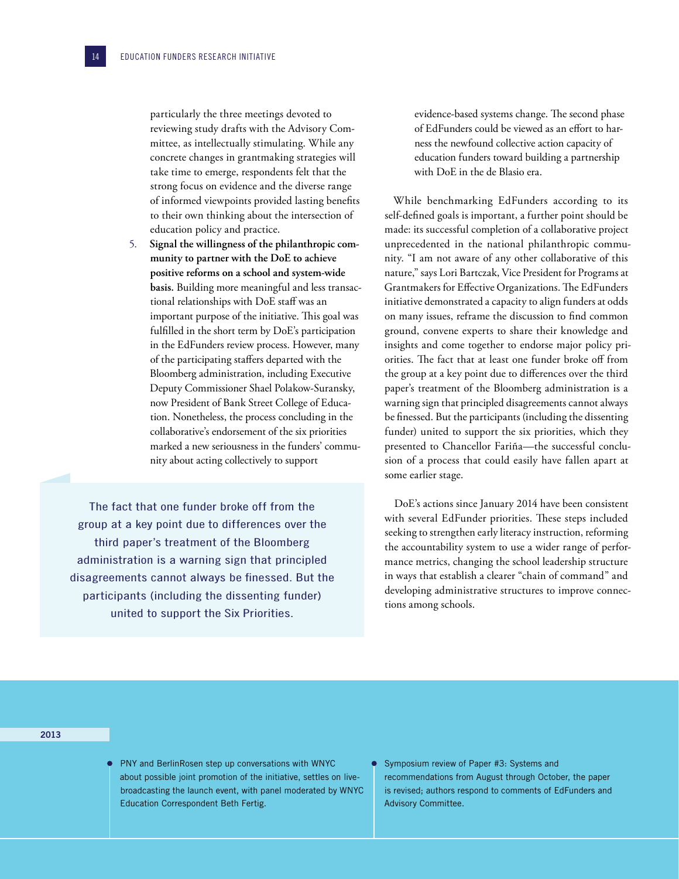particularly the three meetings devoted to reviewing study drafts with the Advisory Committee, as intellectually stimulating. While any concrete changes in grantmaking strategies will take time to emerge, respondents felt that the strong focus on evidence and the diverse range of informed viewpoints provided lasting benefits to their own thinking about the intersection of education policy and practice.

5. **Signal the willingness of the philanthropic community to partner with the DoE to achieve positive reforms on a school and system-wide basis.** Building more meaningful and less transactional relationships with DoE staff was an important purpose of the initiative. This goal was fulfilled in the short term by DoE's participation in the EdFunders review process. However, many of the participating staffers departed with the Bloomberg administration, including Executive Deputy Commissioner Shael Polakow-Suransky, now President of Bank Street College of Education. Nonetheless, the process concluding in the collaborative's endorsement of the six priorities marked a new seriousness in the funders' community about acting collectively to support evidence-based systems change. The second phase of EdFunders could be viewed as an effort to harness the newfound collective action capacity of education funders toward building a partnership with DoE in the de Blasio era.

> The fact that one funder broke off from the group at a key point due to differences over the third paper's treatment of the Bloomberg administration is a warning sign that principled disagreements cannot always be finessed. But the participants (including the dissenting funder) united to support the Six Priorities.

While benchmarking EdFunders according to its self-defined goals is important, a further point should be made: its successful completion of a collaborative project unprecedented in the national philanthropic community. "I am not aware of any other collaborative of this nature," says Lori Bartczak, Vice President for Programs at Grantmakers for Effective Organizations. The EdFunders initiative demonstrated a capacity to align funders at odds on many issues, reframe the discussion to find common ground, convene experts to share their knowledge and insights and come together to endorse major policy priorities. The fact that at least one funder broke off from the group at a key point due to differences over the third paper's treatment of the Bloomberg administration is a warning sign that principled disagreements cannot always be finessed. But the participants (including the dissenting funder) united to support the six priorities, which they presented to Chancellor Fariña—the successful conclusion of a process that could easily have fallen apart at some earlier stage.

DoE's actions since January 2014 have been consistent with several EdFunder priorities. These steps included seeking to strengthen early literacy instruction, reforming the accountability system to use a wider range of performance metrics, changing the school leadership structure in ways that establish a clearer "chain of command" and developing administrative structures to improve connections among schools.

**2013**

- PNY and BerlinRosen step up conversations with WNYC about possible joint promotion of the initiative, settles on live-broadcasting the launch event, with panel moderated by WNYC Education Correspondent Beth Fertig.
- Symposium review of Paper #3: Systems and recommendations from August through October, the paper is revised; authors respond to comments of EdFunders and Advisory Committee.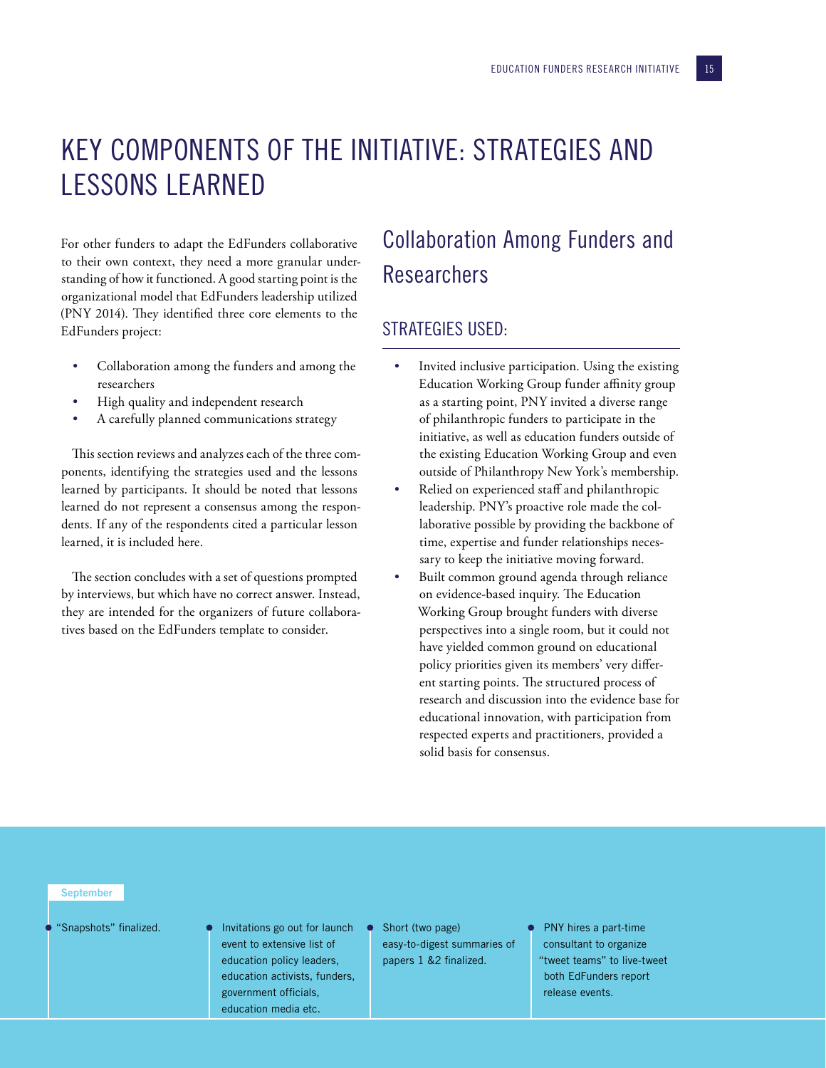# KEY COMPONENTS OF THE INITIATIVE: STRATEGIES AND LESSONS LEARNED

For other funders to adapt the EdFunders collaborative to their own context, they need a more granular understanding of how it functioned. A good starting point is the organizational model that EdFunders leadership utilized (PNY 2014). They identified three core elements to the EdFunders project:

- Collaboration among the funders and among the researchers
- High quality and independent research
- A carefully planned communications strategy

This section reviews and analyzes each of the three components, identifying the strategies used and the lessons learned by participants. It should be noted that lessons learned do not represent a consensus among the respondents. If any of the respondents cited a particular lesson learned, it is included here.

The section concludes with a set of questions prompted by interviews, but which have no correct answer. Instead, they are intended for the organizers of future collaboratives based on the EdFunders template to consider.

## Collaboration Among Funders and Researchers

### STRATEGIES USED:

- Invited inclusive participation. Using the existing Education Working Group funder affinity group as a starting point, PNY invited a diverse range of philanthropic funders to participate in the initiative, as well as education funders outside of the existing Education Working Group and even outside of Philanthropy New York's membership.
- Relied on experienced staff and philanthropic leadership. PNY's proactive role made the collaborative possible by providing the backbone of time, expertise and funder relationships necessary to keep the initiative moving forward.
- Built common ground agenda through reliance on evidence-based inquiry. The Education Working Group brought funders with diverse perspectives into a single room, but it could not have yielded common ground on educational policy priorities given its members' very different starting points. The structured process of research and discussion into the evidence base for educational innovation, with participation from respected experts and practitioners, provided a solid basis for consensus.

**September**

- "Snapshots" finalized.
- Invitations go out for launch event to extensive list of education policy leaders, education activists, funders, government officials, education media etc.
- Short (two page) easy-to-digest summaries of papers 1 &2 finalized.
- PNY hires a part-time consultant to organize "tweet teams" to live-tweet both EdFunders report release events.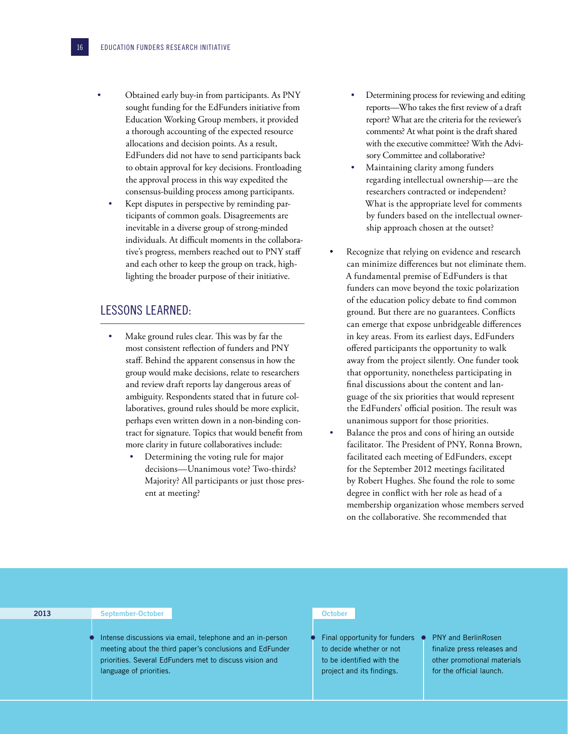- Obtained early buy-in from participants. As PNY sought funding for the EdFunders initiative from Education Working Group members, it provided a thorough accounting of the expected resource allocations and decision points. As a result, EdFunders did not have to send participants back to obtain approval for key decisions. Frontloading the approval process in this way expedited the consensus-building process among participants.
- Kept disputes in perspective by reminding participants of common goals. Disagreements are inevitable in a diverse group of strong-minded individuals. At difficult moments in the collaborative's progress, members reached out to PNY staff and each other to keep the group on track, highlighting the broader purpose of their initiative.

## LESSONS LEARNED:

- Make ground rules clear. This was by far the most consistent reflection of funders and PNY staff. Behind the apparent consensus in how the group would make decisions, relate to researchers and review draft reports lay dangerous areas of ambiguity. Respondents stated that in future collaboratives, ground rules should be more explicit, perhaps even written down in a non-binding contract for signature. Topics that would benefit from more clarity in future collaboratives include:
  - Determining the voting rule for major decisions—Unanimous vote? Two-thirds? Majority? All participants or just those present at meeting?
  - Determining process for reviewing and editing reports—Who takes the first review of a draft report? What are the criteria for the reviewer's comments? At what point is the draft shared with the executive committee? With the Advisory Committee and collaborative?
  - Maintaining clarity among funders regarding intellectual ownership—are the researchers contracted or independent? What is the appropriate level for comments by funders based on the intellectual ownership approach chosen at the outset?
- Recognize that relying on evidence and research can minimize differences but not eliminate them. A fundamental premise of EdFunders is that funders can move beyond the toxic polarization of the education policy debate to find common ground. But there are no guarantees. Conflicts can emerge that expose unbridgeable differences in key areas. From its earliest days, EdFunders offered participants the opportunity to walk away from the project silently. One funder took that opportunity, nonetheless participating in final discussions about the content and language of the six priorities that would represent the EdFunders' official position. The result was unanimous support for those priorities.
- Balance the pros and cons of hiring an outside facilitator. The President of PNY, Ronna Brown, facilitated each meeting of EdFunders, except for the September 2012 meetings facilitated by Robert Hughes. She found the role to some degree in conflict with her role as head of a membership organization whose members served on the collaborative. She recommended that

**2013**

**September-October**

- Intense discussions via email, telephone and an in-person meeting about the third paper's conclusions and EdFunder priorities. Several EdFunders met to discuss vision and language of priorities.

**October**

- Final opportunity for funders to decide whether or not to be identified with the project and its findings.
- PNY and BerlinRosen finalize press releases and other promotional materials for the official launch.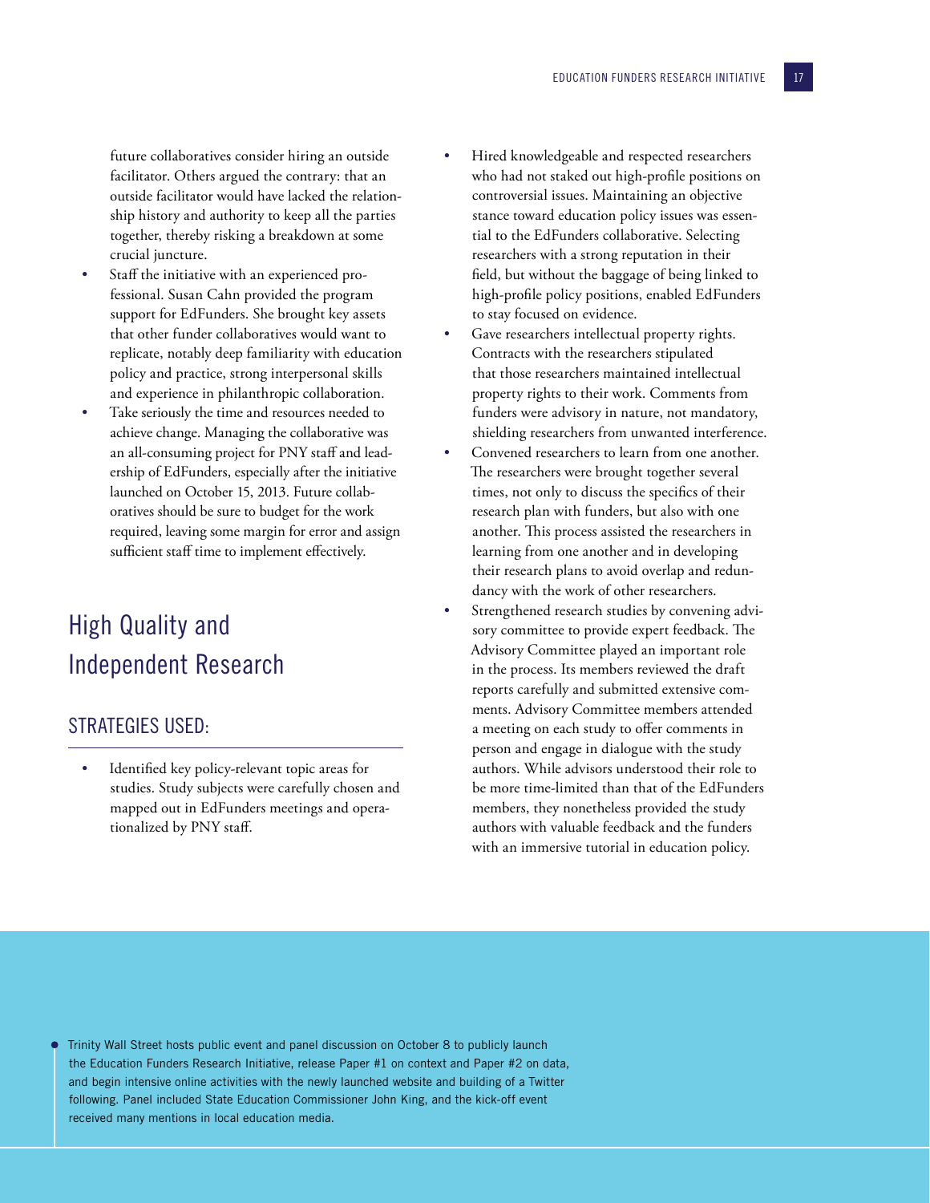future collaboratives consider hiring an outside facilitator. Others argued the contrary: that an outside facilitator would have lacked the relationship history and authority to keep all the parties together, thereby risking a breakdown at some crucial juncture.

- Staff the initiative with an experienced professional. Susan Cahn provided the program support for EdFunders. She brought key assets that other funder collaboratives would want to replicate, notably deep familiarity with education policy and practice, strong interpersonal skills and experience in philanthropic collaboration.
- Take seriously the time and resources needed to achieve change. Managing the collaborative was an all-consuming project for PNY staff and leadership of EdFunders, especially after the initiative launched on October 15, 2013. Future collaboratives should be sure to budget for the work required, leaving some margin for error and assign sufficient staff time to implement effectively.

## High Quality and Independent Research

### STRATEGIES USED:

- Identified key policy-relevant topic areas for studies. Study subjects were carefully chosen and mapped out in EdFunders meetings and operationalized by PNY staff.
- Hired knowledgeable and respected researchers who had not staked out high-profile positions on controversial issues. Maintaining an objective stance toward education policy issues was essential to the EdFunders collaborative. Selecting researchers with a strong reputation in their field, but without the baggage of being linked to high-profile policy positions, enabled EdFunders to stay focused on evidence.
- Gave researchers intellectual property rights. Contracts with the researchers stipulated that those researchers maintained intellectual property rights to their work. Comments from funders were advisory in nature, not mandatory, shielding researchers from unwanted interference.
- Convened researchers to learn from one another. The researchers were brought together several times, not only to discuss the specifics of their research plan with funders, but also with one another. This process assisted the researchers in learning from one another and in developing their research plans to avoid overlap and redundancy with the work of other researchers.
- Strengthened research studies by convening advisory committee to provide expert feedback. The Advisory Committee played an important role in the process. Its members reviewed the draft reports carefully and submitted extensive comments. Advisory Committee members attended a meeting on each study to offer comments in person and engage in dialogue with the study authors. While advisors understood their role to be more time-limited than that of the EdFunders members, they nonetheless provided the study authors with valuable feedback and the funders with an immersive tutorial in education policy.

- Trinity Wall Street hosts public event and panel discussion on October 8 to publicly launch the Education Funders Research Initiative, release Paper #1 on context and Paper #2 on data, and begin intensive online activities with the newly launched website and building of a Twitter following. Panel included State Education Commissioner John King, and the kick-off event received many mentions in local education media.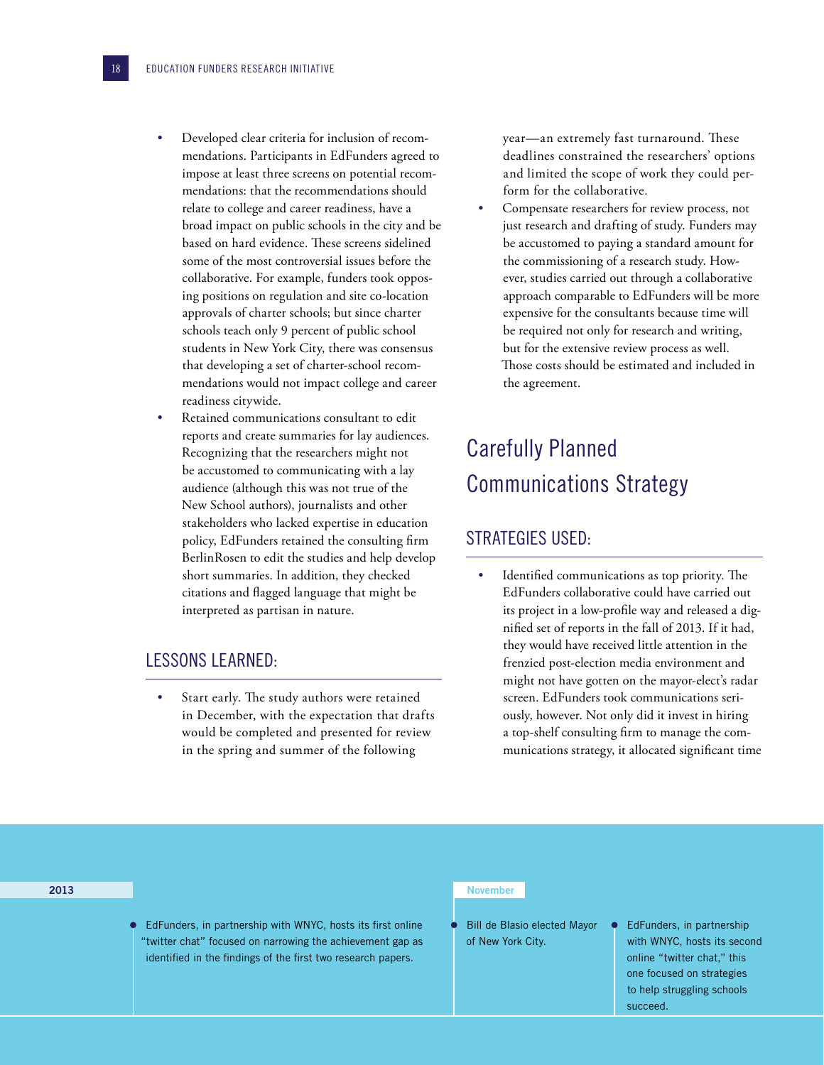- Developed clear criteria for inclusion of recommendations. Participants in EdFunders agreed to impose at least three screens on potential recommendations: that the recommendations should relate to college and career readiness, have a broad impact on public schools in the city and be based on hard evidence. These screens sidelined some of the most controversial issues before the collaborative. For example, funders took opposing positions on regulation and site co-location approvals of charter schools; but since charter schools teach only 9 percent of public school students in New York City, there was consensus that developing a set of charter-school recommendations would not impact college and career readiness citywide.
- Retained communications consultant to edit reports and create summaries for lay audiences. Recognizing that the researchers might not be accustomed to communicating with a lay audience (although this was not true of the New School authors), journalists and other stakeholders who lacked expertise in education policy, EdFunders retained the consulting firm BerlinRosen to edit the studies and help develop short summaries. In addition, they checked citations and flagged language that might be interpreted as partisan in nature.

### LESSONS LEARNED:

- Start early. The study authors were retained in December, with the expectation that drafts would be completed and presented for review in the spring and summer of the following year—an extremely fast turnaround. These deadlines constrained the researchers' options and limited the scope of work they could perform for the collaborative.
- Compensate researchers for review process, not just research and drafting of study. Funders may be accustomed to paying a standard amount for the commissioning of a research study. However, studies carried out through a collaborative approach comparable to EdFunders will be more expensive for the consultants because time will be required not only for research and writing, but for the extensive review process as well. Those costs should be estimated and included in the agreement.

## Carefully Planned Communications Strategy

### STRATEGIES USED:

- Identified communications as top priority. The EdFunders collaborative could have carried out its project in a low-profile way and released a dignified set of reports in the fall of 2013. If it had, they would have received little attention in the frenzied post-election media environment and might not have gotten on the mayor-elect's radar screen. EdFunders took communications seriously, however. Not only did it invest in hiring a top-shelf consulting firm to manage the communications strategy, it allocated significant time

**2013**

- EdFunders, in partnership with WNYC, hosts its first online "twitter chat" focused on narrowing the achievement gap as identified in the findings of the first two research papers.

**November**

- Bill de Blasio elected Mayor of New York City.
- EdFunders, in partnership with WNYC, hosts its second online "twitter chat," this one focused on strategies to help struggling schools succeed.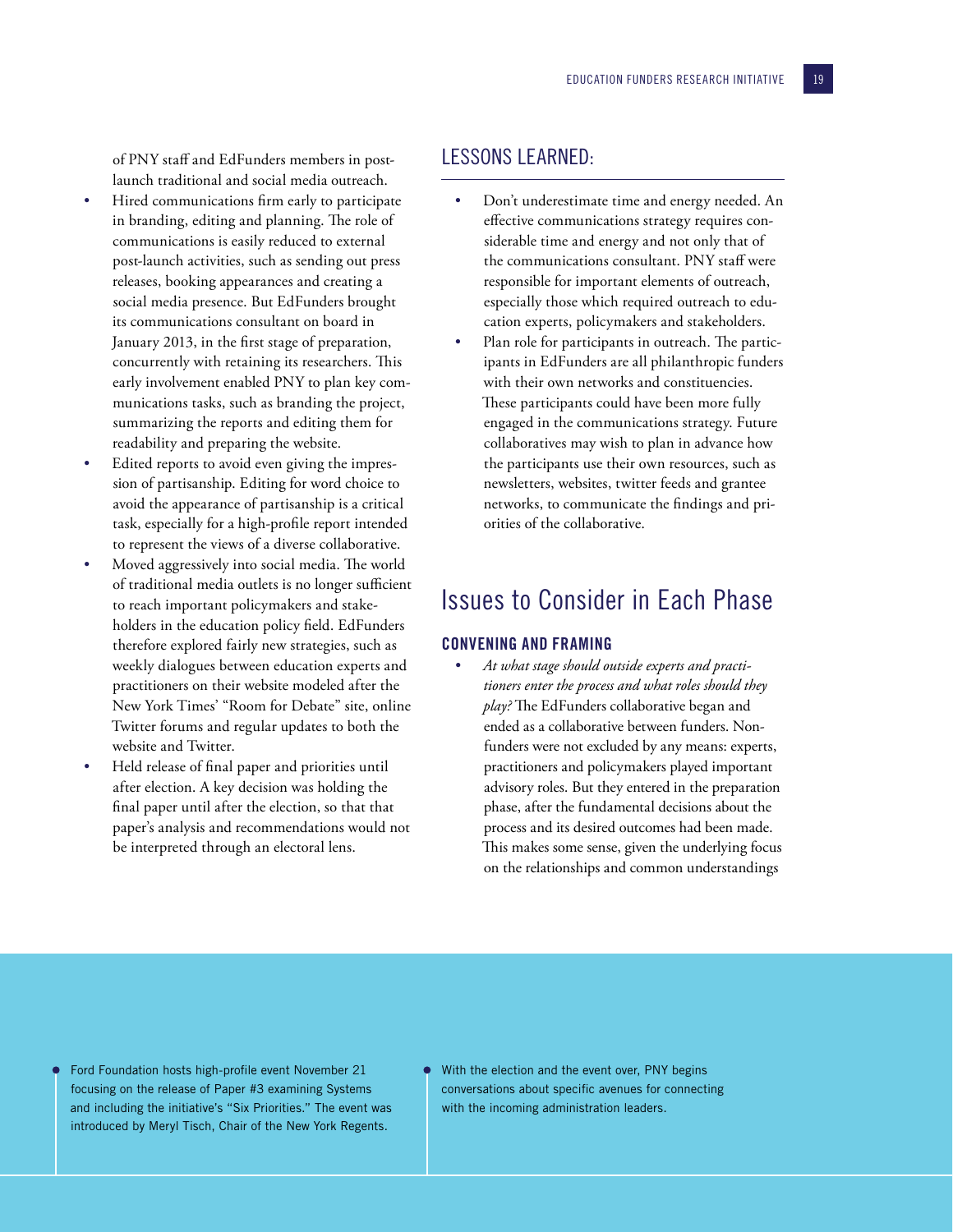of PNY staff and EdFunders members in post-launch traditional and social media outreach.

- Hired communications firm early to participate in branding, editing and planning. The role of communications is easily reduced to external post-launch activities, such as sending out press releases, booking appearances and creating a social media presence. But EdFunders brought its communications consultant on board in January 2013, in the first stage of preparation, concurrently with retaining its researchers. This early involvement enabled PNY to plan key communications tasks, such as branding the project, summarizing the reports and editing them for readability and preparing the website.
- Edited reports to avoid even giving the impression of partisanship. Editing for word choice to avoid the appearance of partisanship is a critical task, especially for a high-profile report intended to represent the views of a diverse collaborative.
- Moved aggressively into social media. The world of traditional media outlets is no longer sufficient to reach important policymakers and stakeholders in the education policy field. EdFunders therefore explored fairly new strategies, such as weekly dialogues between education experts and practitioners on their website modeled after the New York Times' "Room for Debate" site, online Twitter forums and regular updates to both the website and Twitter.
- Held release of final paper and priorities until after election. A key decision was holding the final paper until after the election, so that that paper's analysis and recommendations would not be interpreted through an electoral lens.

## LESSONS LEARNED:

- Don't underestimate time and energy needed. An effective communications strategy requires considerable time and energy and not only that of the communications consultant. PNY staff were responsible for important elements of outreach, especially those which required outreach to education experts, policymakers and stakeholders.
- Plan role for participants in outreach. The participants in EdFunders are all philanthropic funders with their own networks and constituencies. These participants could have been more fully engaged in the communications strategy. Future collaboratives may wish to plan in advance how the participants use their own resources, such as newsletters, websites, twitter feeds and grantee networks, to communicate the findings and priorities of the collaborative.

# Issues to Consider in Each Phase

### CONVENING AND FRAMING

- *At what stage should outside experts and practitioners enter the process and what roles should they play?* The EdFunders collaborative began and ended as a collaborative between funders. Non-funders were not excluded by any means: experts, practitioners and policymakers played important advisory roles. But they entered in the preparation phase, after the fundamental decisions about the process and its desired outcomes had been made. This makes some sense, given the underlying focus on the relationships and common understandings

---

- Ford Foundation hosts high-profile event November 21 focusing on the release of Paper #3 examining Systems and including the initiative's "Six Priorities." The event was introduced by Meryl Tisch, Chair of the New York Regents.
- With the election and the event over, PNY begins conversations about specific avenues for connecting with the incoming administration leaders.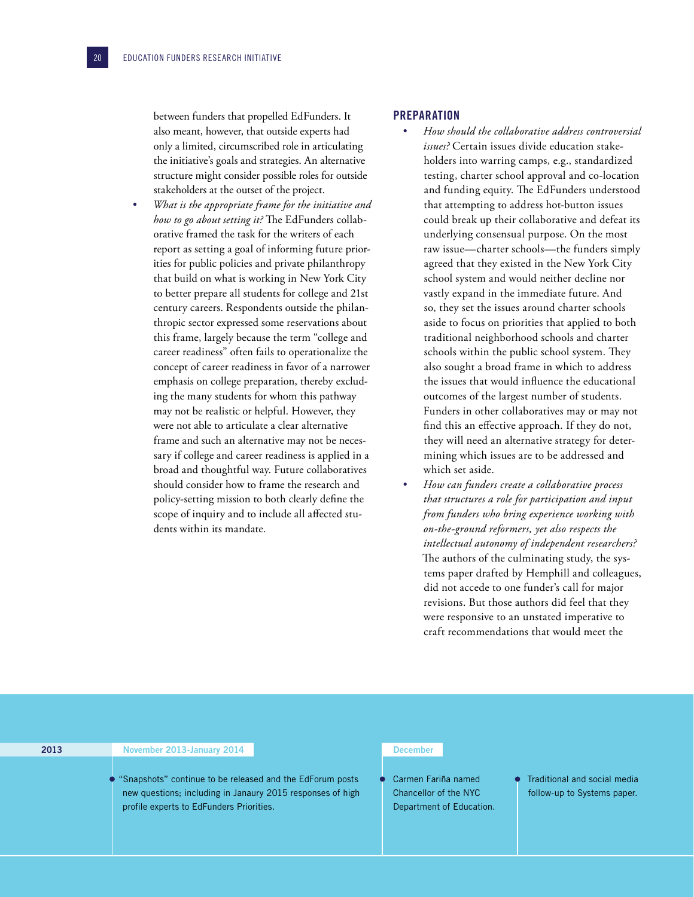between funders that propelled EdFunders. It also meant, however, that outside experts had only a limited, circumscribed role in articulating the initiative's goals and strategies. An alternative structure might consider possible roles for outside stakeholders at the outset of the project.

- *What is the appropriate frame for the initiative and how to go about setting it?* The EdFunders collaborative framed the task for the writers of each report as setting a goal of informing future priorities for public policies and private philanthropy that build on what is working in New York City to better prepare all students for college and 21st century careers. Respondents outside the philanthropic sector expressed some reservations about this frame, largely because the term "college and career readiness" often fails to operationalize the concept of career readiness in favor of a narrower emphasis on college preparation, thereby excluding the many students for whom this pathway may not be realistic or helpful. However, they were not able to articulate a clear alternative frame and such an alternative may not be necessary if college and career readiness is applied in a broad and thoughtful way. Future collaboratives should consider how to frame the research and policy-setting mission to both clearly define the scope of inquiry and to include all affected students within its mandate.

## PREPARATION

- *How should the collaborative address controversial issues?* Certain issues divide education stakeholders into warring camps, e.g., standardized testing, charter school approval and co-location and funding equity. The EdFunders understood that attempting to address hot-button issues could break up their collaborative and defeat its underlying consensual purpose. On the most raw issue—charter schools—the funders simply agreed that they existed in the New York City school system and would neither decline nor vastly expand in the immediate future. And so, they set the issues around charter schools aside to focus on priorities that applied to both traditional neighborhood schools and charter schools within the public school system. They also sought a broad frame in which to address the issues that would influence the educational outcomes of the largest number of students. Funders in other collaboratives may or may not find this an effective approach. If they do not, they will need an alternative strategy for determining which issues are to be addressed and which set aside.
- *How can funders create a collaborative process that structures a role for participation and input from funders who bring experience working with on-the-ground reformers, yet also respects the intellectual autonomy of independent researchers?* The authors of the culminating study, the systems paper drafted by Hemphill and colleagues, did not accede to one funder's call for major revisions. But those authors did feel that they were responsive to an unstated imperative to craft recommendations that would meet the

**2013**

**November 2013-January 2014**

- "Snapshots" continue to be released and the EdForum posts new questions; including in Janaury 2015 responses of high profile experts to EdFunders Priorities.

**December**

- Carmen Fariña named Chancellor of the NYC Department of Education.
- Traditional and social media follow-up to Systems paper.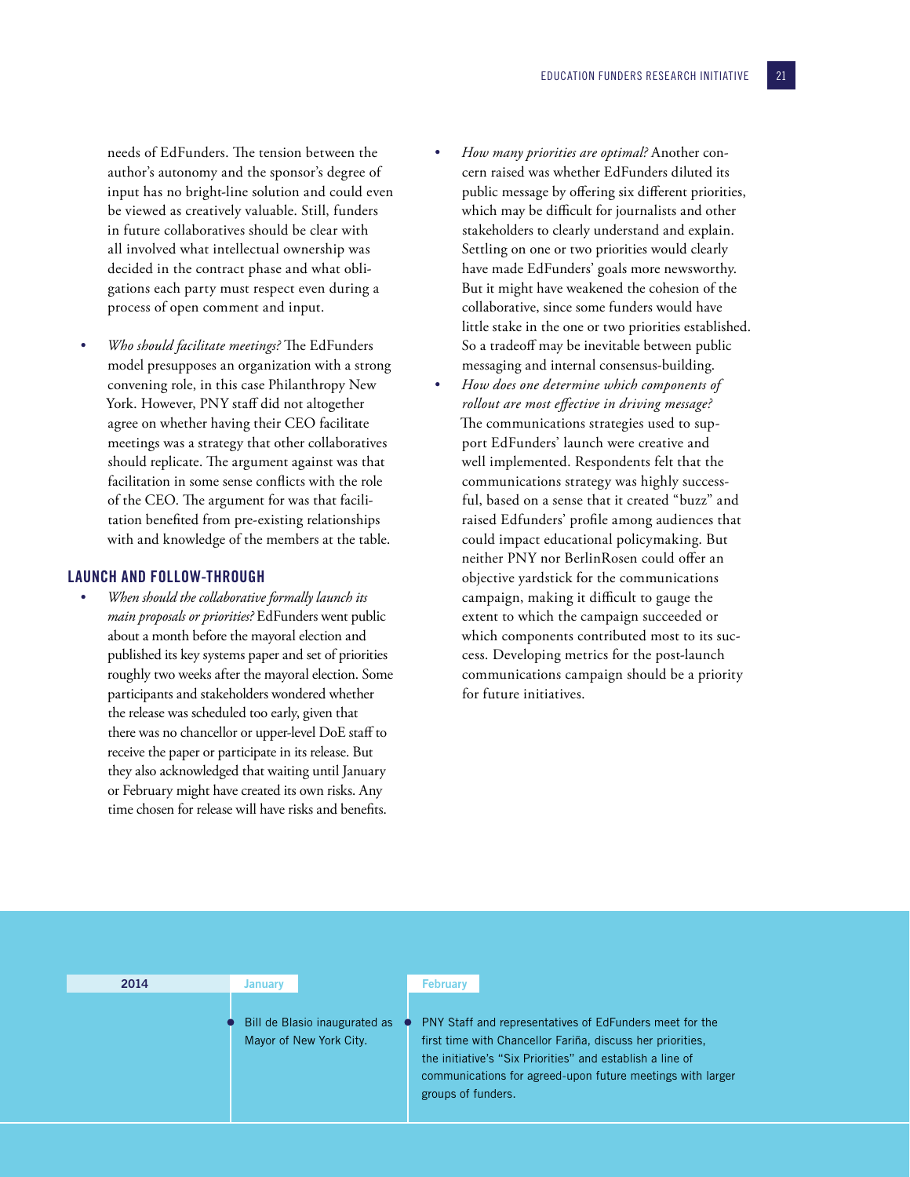needs of EdFunders. The tension between the author's autonomy and the sponsor's degree of input has no bright-line solution and could even be viewed as creatively valuable. Still, funders in future collaboratives should be clear with all involved what intellectual ownership was decided in the contract phase and what obligations each party must respect even during a process of open comment and input.

- *Who should facilitate meetings?* The EdFunders model presupposes an organization with a strong convening role, in this case Philanthropy New York. However, PNY staff did not altogether agree on whether having their CEO facilitate meetings was a strategy that other collaboratives should replicate. The argument against was that facilitation in some sense conflicts with the role of the CEO. The argument for was that facilitation benefited from pre-existing relationships with and knowledge of the members at the table.

## LAUNCH AND FOLLOW-THROUGH

- *When should the collaborative formally launch its main proposals or priorities?* EdFunders went public about a month before the mayoral election and published its key systems paper and set of priorities roughly two weeks after the mayoral election. Some participants and stakeholders wondered whether the release was scheduled too early, given that there was no chancellor or upper-level DoE staff to receive the paper or participate in its release. But they also acknowledged that waiting until January or February might have created its own risks. Any time chosen for release will have risks and benefits.
- *How many priorities are optimal?* Another concern raised was whether EdFunders diluted its public message by offering six different priorities, which may be difficult for journalists and other stakeholders to clearly understand and explain. Settling on one or two priorities would clearly have made EdFunders' goals more newsworthy. But it might have weakened the cohesion of the collaborative, since some funders would have little stake in the one or two priorities established. So a tradeoff may be inevitable between public messaging and internal consensus-building.
- *How does one determine which components of rollout are most effective in driving message?* The communications strategies used to support EdFunders' launch were creative and well implemented. Respondents felt that the communications strategy was highly successful, based on a sense that it created "buzz" and raised Edfunders' profile among audiences that could impact educational policymaking. But neither PNY nor BerlinRosen could offer an objective yardstick for the communications campaign, making it difficult to gauge the extent to which the campaign succeeded or which components contributed most to its success. Developing metrics for the post-launch communications campaign should be a priority for future initiatives.

| 2014 | January | February |
|---|---|---|
| | Bill de Blasio inaugurated as Mayor of New York City. | PNY Staff and representatives of EdFunders meet for the first time with Chancellor Fariña, discuss her priorities, the initiative's "Six Priorities" and establish a line of communications for agreed-upon future meetings with larger groups of funders. |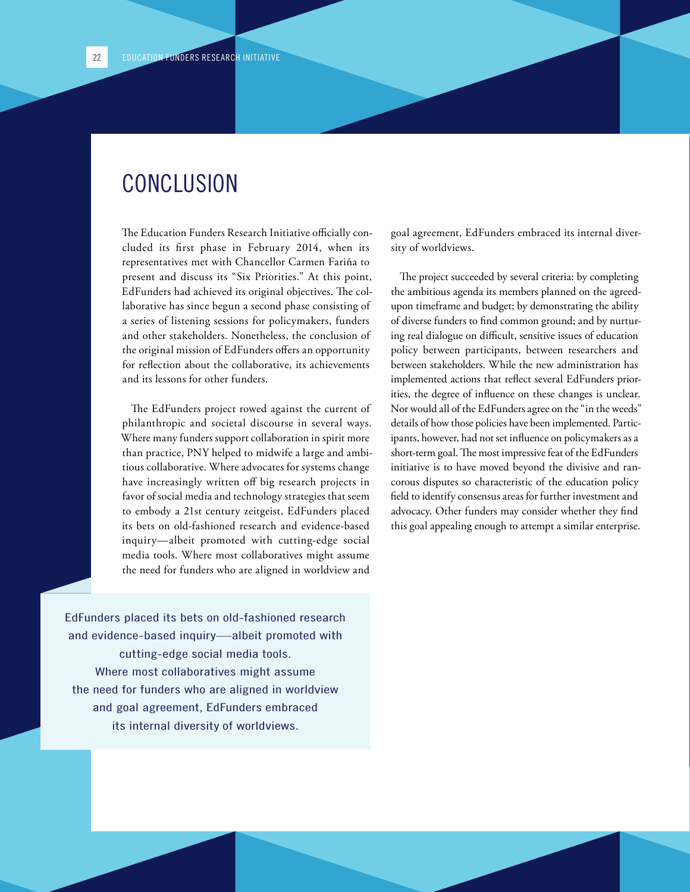# CONCLUSION

The Education Funders Research Initiative officially concluded its first phase in February 2014, when its representatives met with Chancellor Carmen Fariña to present and discuss its "Six Priorities." At this point, EdFunders had achieved its original objectives. The collaborative has since begun a second phase consisting of a series of listening sessions for policymakers, funders and other stakeholders. Nonetheless, the conclusion of the original mission of EdFunders offers an opportunity for reflection about the collaborative, its achievements and its lessons for other funders.

The EdFunders project rowed against the current of philanthropic and societal discourse in several ways. Where many funders support collaboration in spirit more than practice, PNY helped to midwife a large and ambitious collaborative. Where advocates for systems change have increasingly written off big research projects in favor of social media and technology strategies that seem to embody a 21st century zeitgeist, EdFunders placed its bets on old-fashioned research and evidence-based inquiry—albeit promoted with cutting-edge social media tools. Where most collaboratives might assume the need for funders who are aligned in worldview and goal agreement, EdFunders embraced its internal diversity of worldviews.

The project succeeded by several criteria: by completing the ambitious agenda its members planned on the agreed-upon timeframe and budget; by demonstrating the ability of diverse funders to find common ground; and by nurturing real dialogue on difficult, sensitive issues of education policy between participants, between researchers and between stakeholders. While the new administration has implemented actions that reflect several EdFunders priorities, the degree of influence on these changes is unclear. Nor would all of the EdFunders agree on the "in the weeds" details of how those policies have been implemented. Participants, however, had not set influence on policymakers as a short-term goal. The most impressive feat of the EdFunders initiative is to have moved beyond the divisive and rancorous disputes so characteristic of the education policy field to identify consensus areas for further investment and advocacy. Other funders may consider whether they find this goal appealing enough to attempt a similar enterprise.

> EdFunders placed its bets on old-fashioned research and evidence-based inquiry—albeit promoted with cutting-edge social media tools. Where most collaboratives might assume the need for funders who are aligned in worldview and goal agreement, EdFunders embraced its internal diversity of worldviews.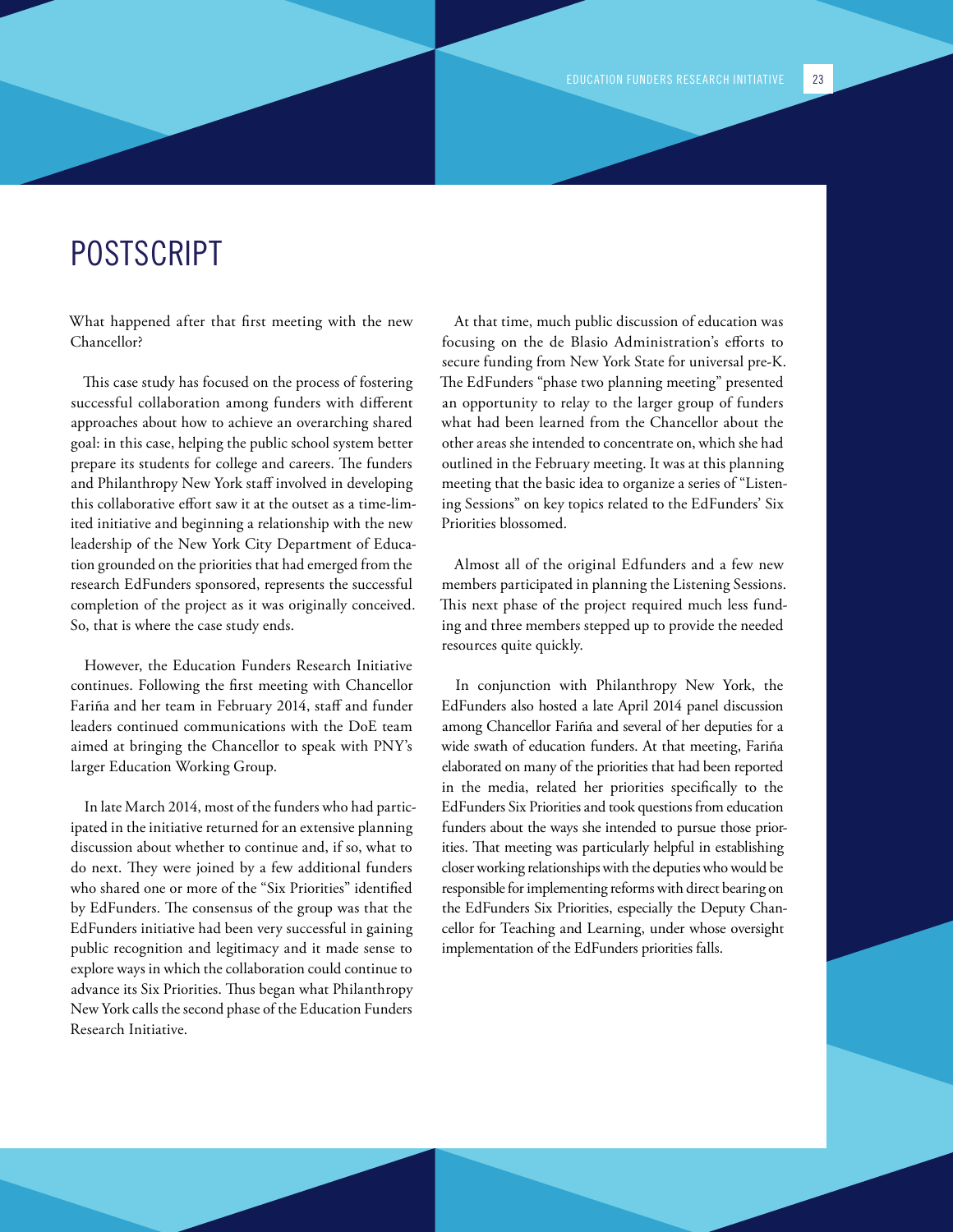# POSTSCRIPT

What happened after that first meeting with the new Chancellor?

This case study has focused on the process of fostering successful collaboration among funders with different approaches about how to achieve an overarching shared goal: in this case, helping the public school system better prepare its students for college and careers. The funders and Philanthropy New York staff involved in developing this collaborative effort saw it at the outset as a time-limited initiative and beginning a relationship with the new leadership of the New York City Department of Education grounded on the priorities that had emerged from the research EdFunders sponsored, represents the successful completion of the project as it was originally conceived. So, that is where the case study ends.

However, the Education Funders Research Initiative continues. Following the first meeting with Chancellor Fariña and her team in February 2014, staff and funder leaders continued communications with the DoE team aimed at bringing the Chancellor to speak with PNY's larger Education Working Group.

In late March 2014, most of the funders who had participated in the initiative returned for an extensive planning discussion about whether to continue and, if so, what to do next. They were joined by a few additional funders who shared one or more of the "Six Priorities" identified by EdFunders. The consensus of the group was that the EdFunders initiative had been very successful in gaining public recognition and legitimacy and it made sense to explore ways in which the collaboration could continue to advance its Six Priorities. Thus began what Philanthropy New York calls the second phase of the Education Funders Research Initiative.

At that time, much public discussion of education was focusing on the de Blasio Administration's efforts to secure funding from New York State for universal pre-K. The EdFunders "phase two planning meeting" presented an opportunity to relay to the larger group of funders what had been learned from the Chancellor about the other areas she intended to concentrate on, which she had outlined in the February meeting. It was at this planning meeting that the basic idea to organize a series of "Listening Sessions" on key topics related to the EdFunders' Six Priorities blossomed.

Almost all of the original Edfunders and a few new members participated in planning the Listening Sessions. This next phase of the project required much less funding and three members stepped up to provide the needed resources quite quickly.

In conjunction with Philanthropy New York, the EdFunders also hosted a late April 2014 panel discussion among Chancellor Fariña and several of her deputies for a wide swath of education funders. At that meeting, Fariña elaborated on many of the priorities that had been reported in the media, related her priorities specifically to the EdFunders Six Priorities and took questions from education funders about the ways she intended to pursue those priorities. That meeting was particularly helpful in establishing closer working relationships with the deputies who would be responsible for implementing reforms with direct bearing on the EdFunders Six Priorities, especially the Deputy Chancellor for Teaching and Learning, under whose oversight implementation of the EdFunders priorities falls.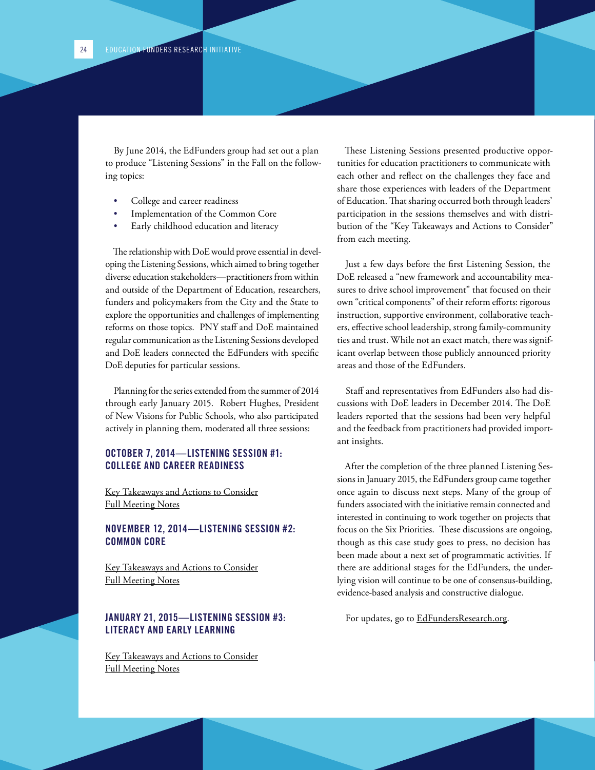By June 2014, the EdFunders group had set out a plan to produce "Listening Sessions" in the Fall on the following topics:

- College and career readiness
- Implementation of the Common Core
- Early childhood education and literacy

The relationship with DoE would prove essential in developing the Listening Sessions, which aimed to bring together diverse education stakeholders—practitioners from within and outside of the Department of Education, researchers, funders and policymakers from the City and the State to explore the opportunities and challenges of implementing reforms on those topics. PNY staff and DoE maintained regular communication as the Listening Sessions developed and DoE leaders connected the EdFunders with specific DoE deputies for particular sessions.

Planning for the series extended from the summer of 2014 through early January 2015. Robert Hughes, President of New Visions for Public Schools, who also participated actively in planning them, moderated all three sessions:

### OCTOBER 7, 2014—LISTENING SESSION #1: COLLEGE AND CAREER READINESS

Key Takeaways and Actions to Consider
Full Meeting Notes

### NOVEMBER 12, 2014—LISTENING SESSION #2: COMMON CORE

Key Takeaways and Actions to Consider
Full Meeting Notes

### JANUARY 21, 2015—LISTENING SESSION #3: LITERACY AND EARLY LEARNING

Key Takeaways and Actions to Consider
Full Meeting Notes

These Listening Sessions presented productive opportunities for education practitioners to communicate with each other and reflect on the challenges they face and share those experiences with leaders of the Department of Education. That sharing occurred both through leaders' participation in the sessions themselves and with distribution of the "Key Takeaways and Actions to Consider" from each meeting.

Just a few days before the first Listening Session, the DoE released a "new framework and accountability measures to drive school improvement" that focused on their own "critical components" of their reform efforts: rigorous instruction, supportive environment, collaborative teachers, effective school leadership, strong family-community ties and trust. While not an exact match, there was significant overlap between those publicly announced priority areas and those of the EdFunders.

Staff and representatives from EdFunders also had discussions with DoE leaders in December 2014. The DoE leaders reported that the sessions had been very helpful and the feedback from practitioners had provided important insights.

After the completion of the three planned Listening Sessions in January 2015, the EdFunders group came together once again to discuss next steps. Many of the group of funders associated with the initiative remain connected and interested in continuing to work together on projects that focus on the Six Priorities. These discussions are ongoing, though as this case study goes to press, no decision has been made about a next set of programmatic activities. If there are additional stages for the EdFunders, the underlying vision will continue to be one of consensus-building, evidence-based analysis and constructive dialogue.

For updates, go to EdFundersResearch.org.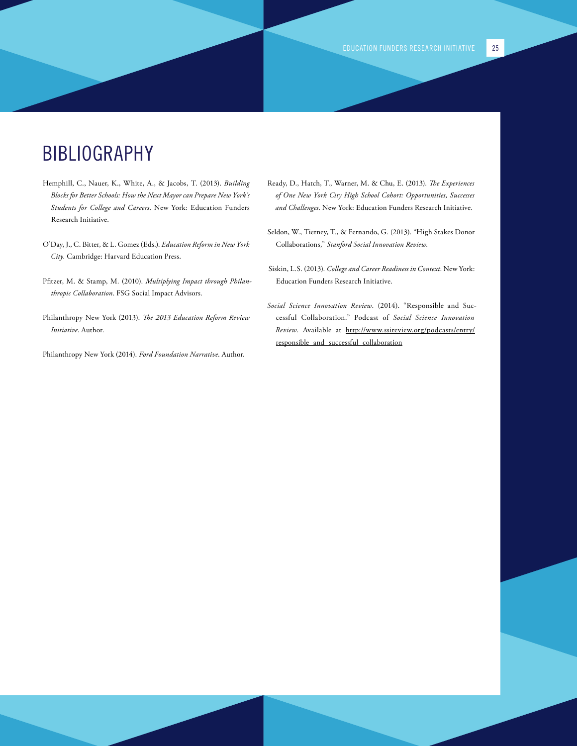# BIBLIOGRAPHY

Hemphill, C., Nauer, K., White, A., & Jacobs, T. (2013). *Building Blocks for Better Schools: How the Next Mayor can Prepare New York's Students for College and Careers*. New York: Education Funders Research Initiative.

O'Day, J., C. Bitter, & L. Gomez (Eds.). *Education Reform in New York City.* Cambridge: Harvard Education Press.

Pfitzer, M. & Stamp, M. (2010). *Multiplying Impact through Philanthropic Collaboration*. FSG Social Impact Advisors.

Philanthropy New York (2013). *The 2013 Education Reform Review Initiative*. Author.

Philanthropy New York (2014). *Ford Foundation Narrative*. Author.

Ready, D., Hatch, T., Warner, M. & Chu, E. (2013). *The Experiences of One New York City High School Cohort: Opportunities, Successes and Challenges*. New York: Education Funders Research Initiative.

Seldon, W., Tierney, T., & Fernando, G. (2013). "High Stakes Donor Collaborations," *Stanford Social Innovation Review*.

Siskin, L.S. (2013). *College and Career Readiness in Context*. New York: Education Funders Research Initiative.

*Social Science Innovation Review*. (2014). "Responsible and Successful Collaboration." Podcast of *Social Science Innovation Review*. Available at http://www.ssireview.org/podcasts/entry/responsible_and_successful_collaboration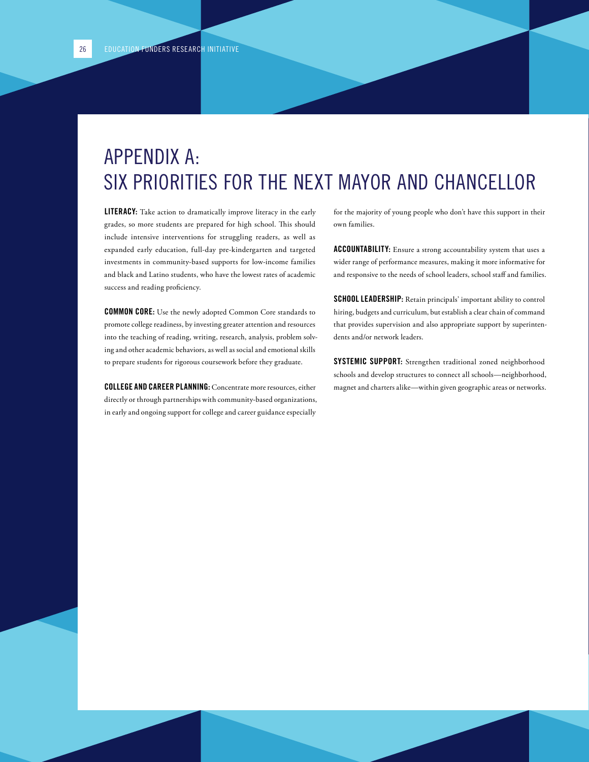# APPENDIX A: SIX PRIORITIES FOR THE NEXT MAYOR AND CHANCELLOR

**LITERACY:** Take action to dramatically improve literacy in the early grades, so more students are prepared for high school. This should include intensive interventions for struggling readers, as well as expanded early education, full-day pre-kindergarten and targeted investments in community-based supports for low-income families and black and Latino students, who have the lowest rates of academic success and reading proficiency.

**COMMON CORE:** Use the newly adopted Common Core standards to promote college readiness, by investing greater attention and resources into the teaching of reading, writing, research, analysis, problem solving and other academic behaviors, as well as social and emotional skills to prepare students for rigorous coursework before they graduate.

**COLLEGE AND CAREER PLANNING:** Concentrate more resources, either directly or through partnerships with community-based organizations, in early and ongoing support for college and career guidance especially for the majority of young people who don't have this support in their own families.

**ACCOUNTABILITY:** Ensure a strong accountability system that uses a wider range of performance measures, making it more informative for and responsive to the needs of school leaders, school staff and families.

**SCHOOL LEADERSHIP:** Retain principals' important ability to control hiring, budgets and curriculum, but establish a clear chain of command that provides supervision and also appropriate support by superintendents and/or network leaders.

**SYSTEMIC SUPPORT:** Strengthen traditional zoned neighborhood schools and develop structures to connect all schools—neighborhood, magnet and charters alike—within given geographic areas or networks.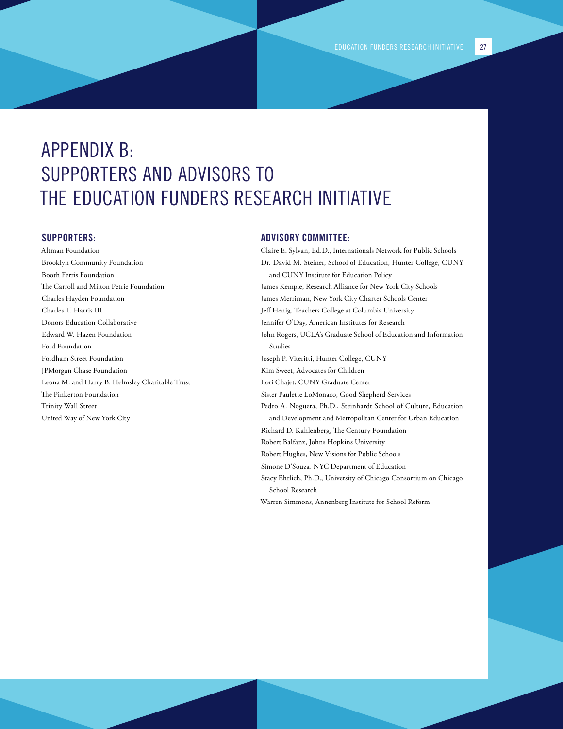# APPENDIX B: SUPPORTERS AND ADVISORS TO THE EDUCATION FUNDERS RESEARCH INITIATIVE

## SUPPORTERS:

Altman Foundation
Brooklyn Community Foundation
Booth Ferris Foundation
The Carroll and Milton Petrie Foundation
Charles Hayden Foundation
Charles T. Harris III
Donors Education Collaborative
Edward W. Hazen Foundation
Ford Foundation
Fordham Street Foundation
JPMorgan Chase Foundation
Leona M. and Harry B. Helmsley Charitable Trust
The Pinkerton Foundation
Trinity Wall Street
United Way of New York City

## ADVISORY COMMITTEE:

Claire E. Sylvan, Ed.D., Internationals Network for Public Schools
Dr. David M. Steiner, School of Education, Hunter College, CUNY and CUNY Institute for Education Policy
James Kemple, Research Alliance for New York City Schools
James Merriman, New York City Charter Schools Center
Jeff Henig, Teachers College at Columbia University
Jennifer O'Day, American Institutes for Research
John Rogers, UCLA's Graduate School of Education and Information Studies
Joseph P. Viteritti, Hunter College, CUNY
Kim Sweet, Advocates for Children
Lori Chajet, CUNY Graduate Center
Sister Paulette LoMonaco, Good Shepherd Services
Pedro A. Noguera, Ph.D., Steinhardt School of Culture, Education and Development and Metropolitan Center for Urban Education
Richard D. Kahlenberg, The Century Foundation
Robert Balfanz, Johns Hopkins University
Robert Hughes, New Visions for Public Schools
Simone D'Souza, NYC Department of Education
Stacy Ehrlich, Ph.D., University of Chicago Consortium on Chicago School Research
Warren Simmons, Annenberg Institute for School Reform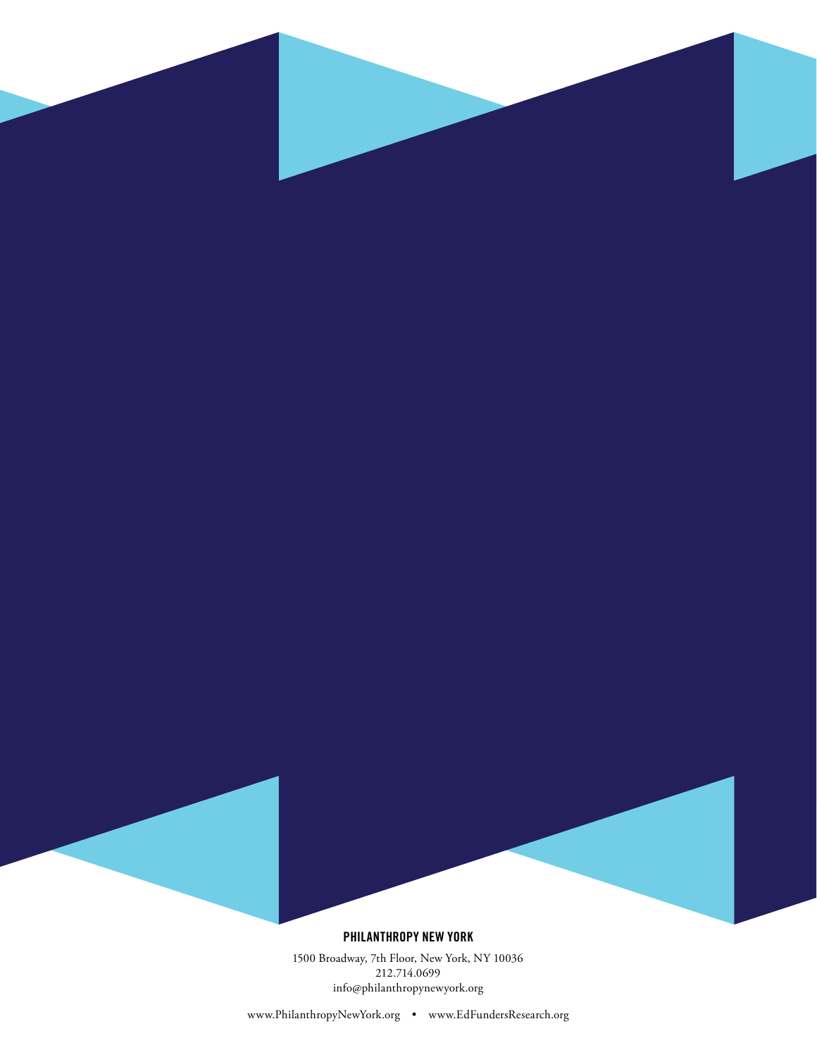**PHILANTHROPY NEW YORK**

1500 Broadway, 7th Floor, New York, NY 10036
212.714.0699
info@philanthropynewyork.org

www.PhilanthropyNewYork.org • www.EdFundersResearch.org